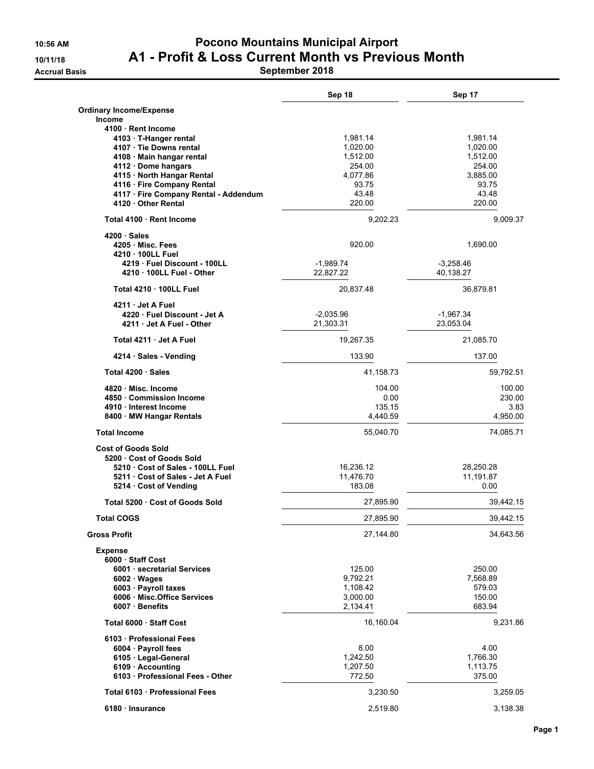# Pocono Mountains Municipal Airport

## A1 - Profit & Loss Current Month vs Previous Month

### September 2018

10:56 AM
10/11/18
Accrual Basis

| | Sep 18 | Sep 17 |
|---|---|---|
| **Ordinary Income/Expense** | | |
| **Income** | | |
| **4100 · Rent Income** | | |
| 4103 · T-Hanger rental | 1,981.14 | 1,981.14 |
| 4107 · Tie Downs rental | 1,020.00 | 1,020.00 |
| 4108 · Main hangar rental | 1,512.00 | 1,512.00 |
| 4112 · Dome hangars | 254.00 | 254.00 |
| 4115 · North Hangar Rental | 4,077.86 | 3,885.00 |
| 4116 · Fire Company Rental | 93.75 | 93.75 |
| 4117 · Fire Company Rental - Addendum | 43.48 | 43.48 |
| 4120 · Other Rental | 220.00 | 220.00 |
| **Total 4100 · Rent Income** | 9,202.23 | 9,009.37 |
| **4200 · Sales** | | |
| 4205 · Misc. Fees | 920.00 | 1,690.00 |
| 4210 · 100LL Fuel | | |
| 4219 · Fuel Discount - 100LL | -1,989.74 | -3,258.46 |
| 4210 · 100LL Fuel - Other | 22,827.22 | 40,138.27 |
| **Total 4210 · 100LL Fuel** | 20,837.48 | 36,879.81 |
| 4211 · Jet A Fuel | | |
| 4220 · Fuel Discount - Jet A | -2,035.96 | -1,967.34 |
| 4211 · Jet A Fuel - Other | 21,303.31 | 23,053.04 |
| **Total 4211 · Jet A Fuel** | 19,267.35 | 21,085.70 |
| 4214 · Sales - Vending | 133.90 | 137.00 |
| **Total 4200 · Sales** | 41,158.73 | 59,792.51 |
| 4820 · Misc. Income | 104.00 | 100.00 |
| 4850 · Commission Income | 0.00 | 230.00 |
| 4910 · Interest Income | 135.15 | 3.83 |
| 8400 · MW Hangar Rentals | 4,440.59 | 4,950.00 |
| **Total Income** | 55,040.70 | 74,085.71 |
| **Cost of Goods Sold** | | |
| 5200 · Cost of Goods Sold | | |
| 5210 · Cost of Sales - 100LL Fuel | 16,236.12 | 28,250.28 |
| 5211 · Cost of Sales - Jet A Fuel | 11,476.70 | 11,191.87 |
| 5214 · Cost of Vending | 183.08 | 0.00 |
| **Total 5200 · Cost of Goods Sold** | 27,895.90 | 39,442.15 |
| **Total COGS** | 27,895.90 | 39,442.15 |
| **Gross Profit** | 27,144.80 | 34,643.56 |
| **Expense** | | |
| **6000 · Staff Cost** | | |
| 6001 · secretarial Services | 125.00 | 250.00 |
| 6002 · Wages | 9,792.21 | 7,568.89 |
| 6003 · Payroll taxes | 1,108.42 | 579.03 |
| 6006 · Misc.Office Services | 3,000.00 | 150.00 |
| 6007 · Benefits | 2,134.41 | 683.94 |
| **Total 6000 · Staff Cost** | 16,160.04 | 9,231.86 |
| **6103 · Professional Fees** | | |
| 6004 · Payroll fees | 8.00 | 4.00 |
| 6105 · Legal-General | 1,242.50 | 1,766.30 |
| 6109 · Accounting | 1,207.50 | 1,113.75 |
| 6103 · Professional Fees - Other | 772.50 | 375.00 |
| **Total 6103 · Professional Fees** | 3,230.50 | 3,259.05 |
| 6180 · Insurance | 2,519.80 | 3,138.38 |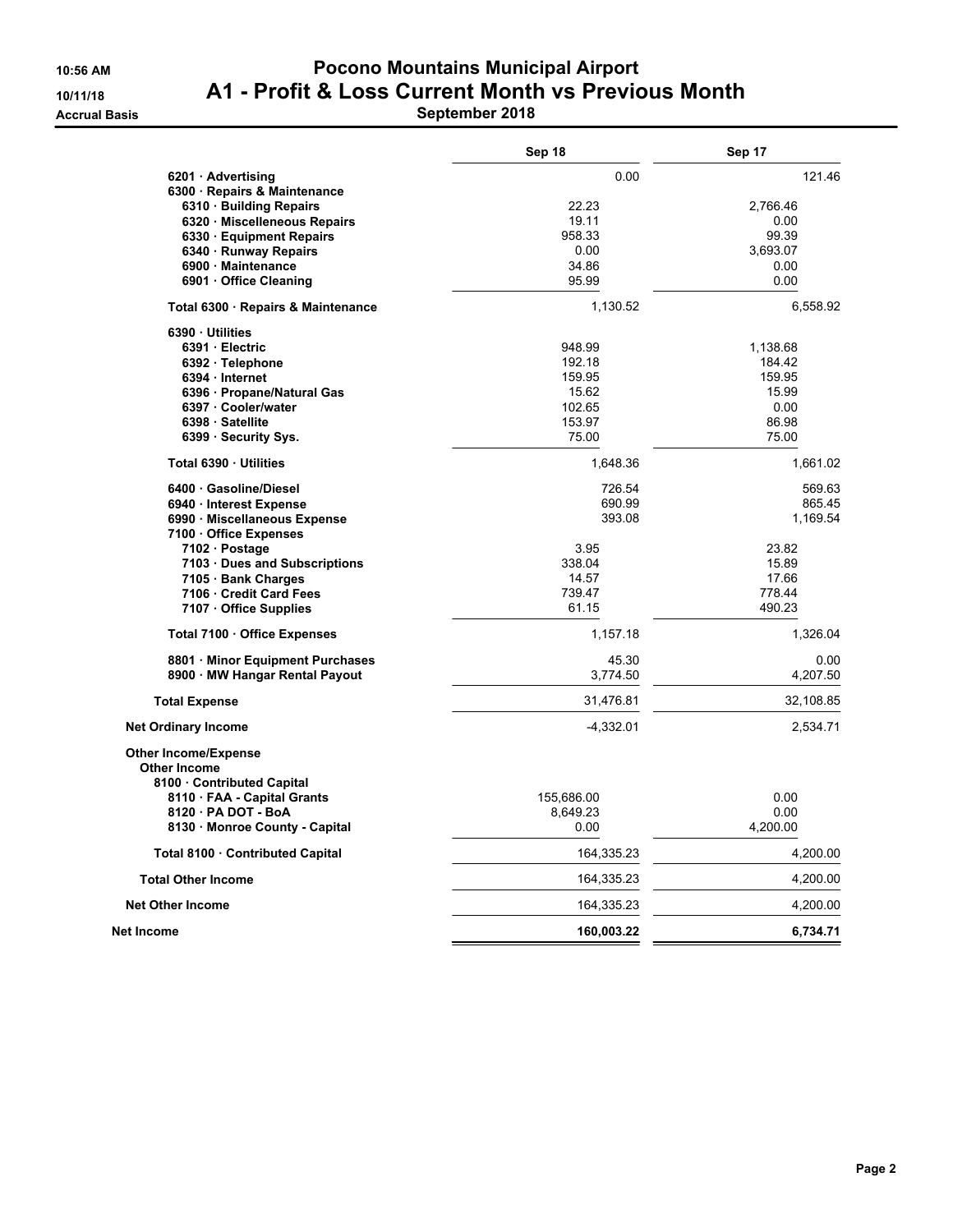# Pocono Mountains Municipal Airport

## A1 - Profit & Loss Current Month vs Previous Month

### September 2018

10:56 AM
10/11/18
Accrual Basis

| | Sep 18 | Sep 17 |
|---|---|---|
| 6201 · Advertising | 0.00 | 121.46 |
| 6300 · Repairs & Maintenance | | |
| 6310 · Building Repairs | 22.23 | 2,766.46 |
| 6320 · Miscelleneous Repairs | 19.11 | 0.00 |
| 6330 · Equipment Repairs | 958.33 | 99.39 |
| 6340 · Runway Repairs | 0.00 | 3,693.07 |
| 6900 · Maintenance | 34.86 | 0.00 |
| 6901 · Office Cleaning | 95.99 | 0.00 |
| Total 6300 · Repairs & Maintenance | 1,130.52 | 6,558.92 |
| 6390 · Utilities | | |
| 6391 · Electric | 948.99 | 1,138.68 |
| 6392 · Telephone | 192.18 | 184.42 |
| 6394 · Internet | 159.95 | 159.95 |
| 6396 · Propane/Natural Gas | 15.62 | 15.99 |
| 6397 · Cooler/water | 102.65 | 0.00 |
| 6398 · Satellite | 153.97 | 86.98 |
| 6399 · Security Sys. | 75.00 | 75.00 |
| Total 6390 · Utilities | 1,648.36 | 1,661.02 |
| 6400 · Gasoline/Diesel | 726.54 | 569.63 |
| 6940 · Interest Expense | 690.99 | 865.45 |
| 6990 · Miscellaneous Expense | 393.08 | 1,169.54 |
| 7100 · Office Expenses | | |
| 7102 · Postage | 3.95 | 23.82 |
| 7103 · Dues and Subscriptions | 338.04 | 15.89 |
| 7105 · Bank Charges | 14.57 | 17.66 |
| 7106 · Credit Card Fees | 739.47 | 778.44 |
| 7107 · Office Supplies | 61.15 | 490.23 |
| Total 7100 · Office Expenses | 1,157.18 | 1,326.04 |
| 8801 · Minor Equipment Purchases | 45.30 | 0.00 |
| 8900 · MW Hangar Rental Payout | 3,774.50 | 4,207.50 |
| Total Expense | 31,476.81 | 32,108.85 |
| Net Ordinary Income | -4,332.01 | 2,534.71 |
| Other Income/Expense | | |
| Other Income | | |
| 8100 · Contributed Capital | | |
| 8110 · FAA - Capital Grants | 155,686.00 | 0.00 |
| 8120 · PA DOT - BoA | 8,649.23 | 0.00 |
| 8130 · Monroe County - Capital | 0.00 | 4,200.00 |
| Total 8100 · Contributed Capital | 164,335.23 | 4,200.00 |
| Total Other Income | 164,335.23 | 4,200.00 |
| Net Other Income | 164,335.23 | 4,200.00 |
| Net Income | 160,003.22 | 6,734.71 |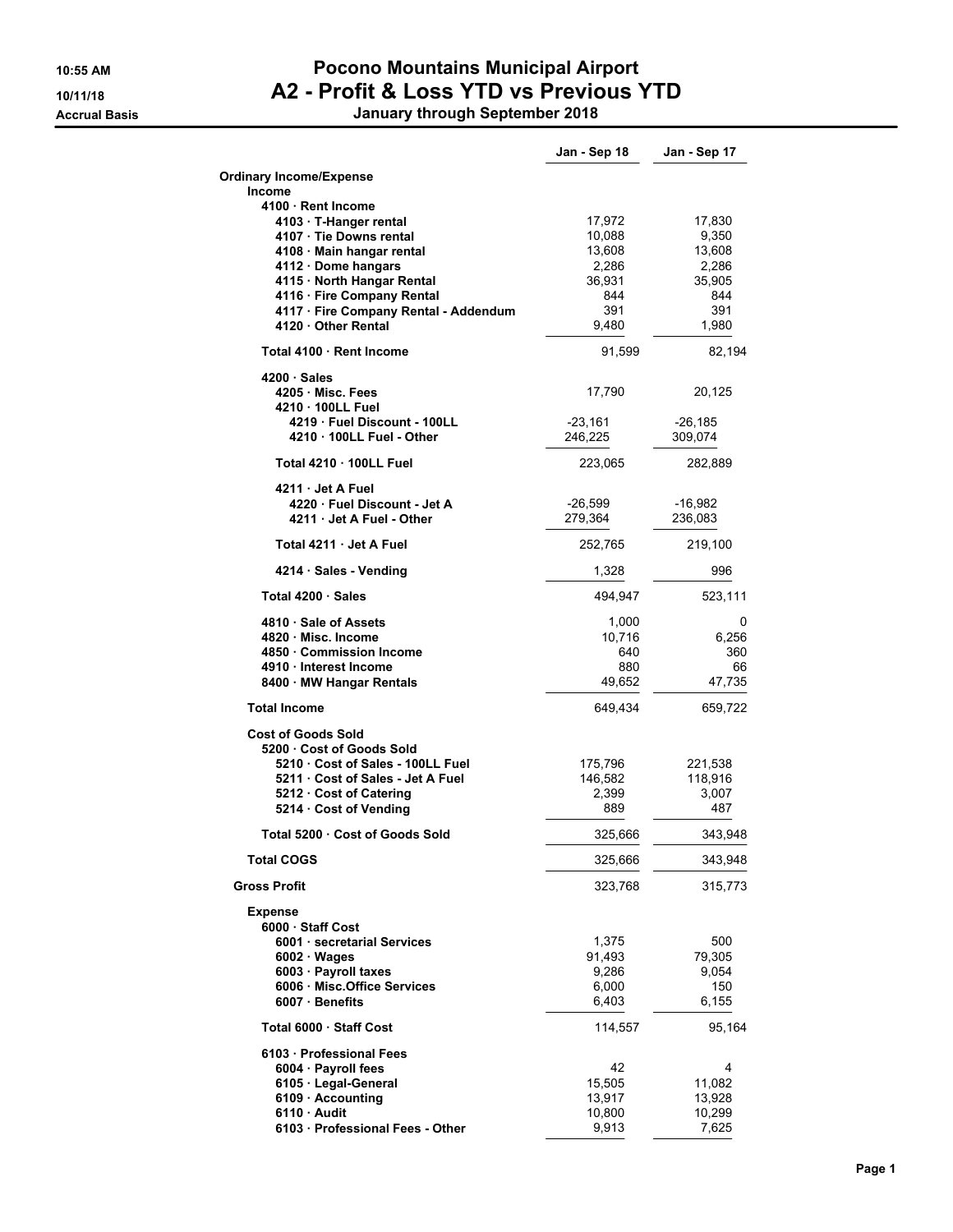# Pocono Mountains Municipal Airport
## A2 - Profit & Loss YTD vs Previous YTD
### January through September 2018

10:55 AM
10/11/18
Accrual Basis

| | Jan - Sep 18 | Jan - Sep 17 |
|---|---|---|
| **Ordinary Income/Expense** | | |
| **Income** | | |
| **4100 · Rent Income** | | |
| **4103 · T-Hanger rental** | 17,972 | 17,830 |
| **4107 · Tie Downs rental** | 10,088 | 9,350 |
| **4108 · Main hangar rental** | 13,608 | 13,608 |
| **4112 · Dome hangars** | 2,286 | 2,286 |
| **4115 · North Hangar Rental** | 36,931 | 35,905 |
| **4116 · Fire Company Rental** | 844 | 844 |
| **4117 · Fire Company Rental - Addendum** | 391 | 391 |
| **4120 · Other Rental** | 9,480 | 1,980 |
| **Total 4100 · Rent Income** | 91,599 | 82,194 |
| **4200 · Sales** | | |
| **4205 · Misc. Fees** | 17,790 | 20,125 |
| **4210 · 100LL Fuel** | | |
| **4219 · Fuel Discount - 100LL** | -23,161 | -26,185 |
| **4210 · 100LL Fuel - Other** | 246,225 | 309,074 |
| **Total 4210 · 100LL Fuel** | 223,065 | 282,889 |
| **4211 · Jet A Fuel** | | |
| **4220 · Fuel Discount - Jet A** | -26,599 | -16,982 |
| **4211 · Jet A Fuel - Other** | 279,364 | 236,083 |
| **Total 4211 · Jet A Fuel** | 252,765 | 219,100 |
| **4214 · Sales - Vending** | 1,328 | 996 |
| **Total 4200 · Sales** | 494,947 | 523,111 |
| **4810 · Sale of Assets** | 1,000 | 0 |
| **4820 · Misc. Income** | 10,716 | 6,256 |
| **4850 · Commission Income** | 640 | 360 |
| **4910 · Interest Income** | 880 | 66 |
| **8400 · MW Hangar Rentals** | 49,652 | 47,735 |
| **Total Income** | 649,434 | 659,722 |
| **Cost of Goods Sold** | | |
| **5200 · Cost of Goods Sold** | | |
| **5210 · Cost of Sales - 100LL Fuel** | 175,796 | 221,538 |
| **5211 · Cost of Sales - Jet A Fuel** | 146,582 | 118,916 |
| **5212 · Cost of Catering** | 2,399 | 3,007 |
| **5214 · Cost of Vending** | 889 | 487 |
| **Total 5200 · Cost of Goods Sold** | 325,666 | 343,948 |
| **Total COGS** | 325,666 | 343,948 |
| **Gross Profit** | 323,768 | 315,773 |
| **Expense** | | |
| **6000 · Staff Cost** | | |
| **6001 · secretarial Services** | 1,375 | 500 |
| **6002 · Wages** | 91,493 | 79,305 |
| **6003 · Payroll taxes** | 9,286 | 9,054 |
| **6006 · Misc.Office Services** | 6,000 | 150 |
| **6007 · Benefits** | 6,403 | 6,155 |
| **Total 6000 · Staff Cost** | 114,557 | 95,164 |
| **6103 · Professional Fees** | | |
| **6004 · Payroll fees** | 42 | 4 |
| **6105 · Legal-General** | 15,505 | 11,082 |
| **6109 · Accounting** | 13,917 | 13,928 |
| **6110 · Audit** | 10,800 | 10,299 |
| **6103 · Professional Fees - Other** | 9,913 | 7,625 |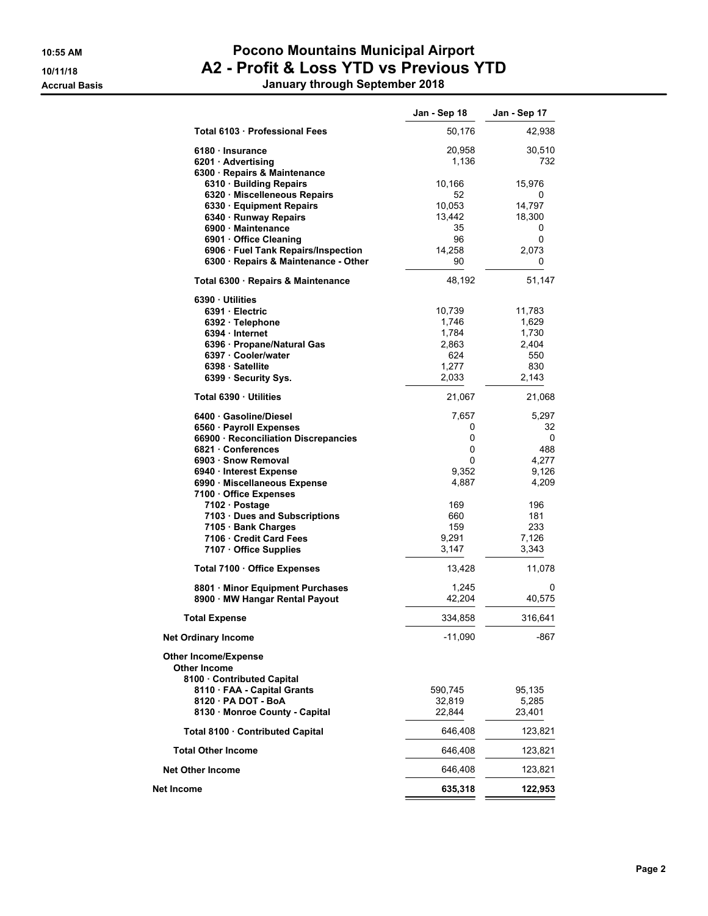**10:55 AM**
**10/11/18**
**Accrual Basis**

# Pocono Mountains Municipal Airport
## A2 - Profit & Loss YTD vs Previous YTD
### January through September 2018

| | Jan - Sep 18 | Jan - Sep 17 |
|---|---|---|
| Total 6103 · Professional Fees | 50,176 | 42,938 |
| 6180 · Insurance | 20,958 | 30,510 |
| 6201 · Advertising | 1,136 | 732 |
| 6300 · Repairs & Maintenance | | |
| 6310 · Building Repairs | 10,166 | 15,976 |
| 6320 · Miscelleneous Repairs | 52 | 0 |
| 6330 · Equipment Repairs | 10,053 | 14,797 |
| 6340 · Runway Repairs | 13,442 | 18,300 |
| 6900 · Maintenance | 35 | 0 |
| 6901 · Office Cleaning | 96 | 0 |
| 6906 · Fuel Tank Repairs/Inspection | 14,258 | 2,073 |
| 6300 · Repairs & Maintenance - Other | 90 | 0 |
| Total 6300 · Repairs & Maintenance | 48,192 | 51,147 |
| 6390 · Utilities | | |
| 6391 · Electric | 10,739 | 11,783 |
| 6392 · Telephone | 1,746 | 1,629 |
| 6394 · Internet | 1,784 | 1,730 |
| 6396 · Propane/Natural Gas | 2,863 | 2,404 |
| 6397 · Cooler/water | 624 | 550 |
| 6398 · Satellite | 1,277 | 830 |
| 6399 · Security Sys. | 2,033 | 2,143 |
| Total 6390 · Utilities | 21,067 | 21,068 |
| 6400 · Gasoline/Diesel | 7,657 | 5,297 |
| 6560 · Payroll Expenses | 0 | 32 |
| 66900 · Reconciliation Discrepancies | 0 | 0 |
| 6821 · Conferences | 0 | 488 |
| 6903 · Snow Removal | 0 | 4,277 |
| 6940 · Interest Expense | 9,352 | 9,126 |
| 6990 · Miscellaneous Expense | 4,887 | 4,209 |
| 7100 · Office Expenses | | |
| 7102 · Postage | 169 | 196 |
| 7103 · Dues and Subscriptions | 660 | 181 |
| 7105 · Bank Charges | 159 | 233 |
| 7106 · Credit Card Fees | 9,291 | 7,126 |
| 7107 · Office Supplies | 3,147 | 3,343 |
| Total 7100 · Office Expenses | 13,428 | 11,078 |
| 8801 · Minor Equipment Purchases | 1,245 | 0 |
| 8900 · MW Hangar Rental Payout | 42,204 | 40,575 |
| **Total Expense** | 334,858 | 316,641 |
| **Net Ordinary Income** | -11,090 | -867 |
| **Other Income/Expense** | | |
| **Other Income** | | |
| 8100 · Contributed Capital | | |
| 8110 · FAA - Capital Grants | 590,745 | 95,135 |
| 8120 · PA DOT - BoA | 32,819 | 5,285 |
| 8130 · Monroe County - Capital | 22,844 | 23,401 |
| Total 8100 · Contributed Capital | 646,408 | 123,821 |
| **Total Other Income** | 646,408 | 123,821 |
| **Net Other Income** | 646,408 | 123,821 |
| **Net Income** | **635,318** | **122,953** |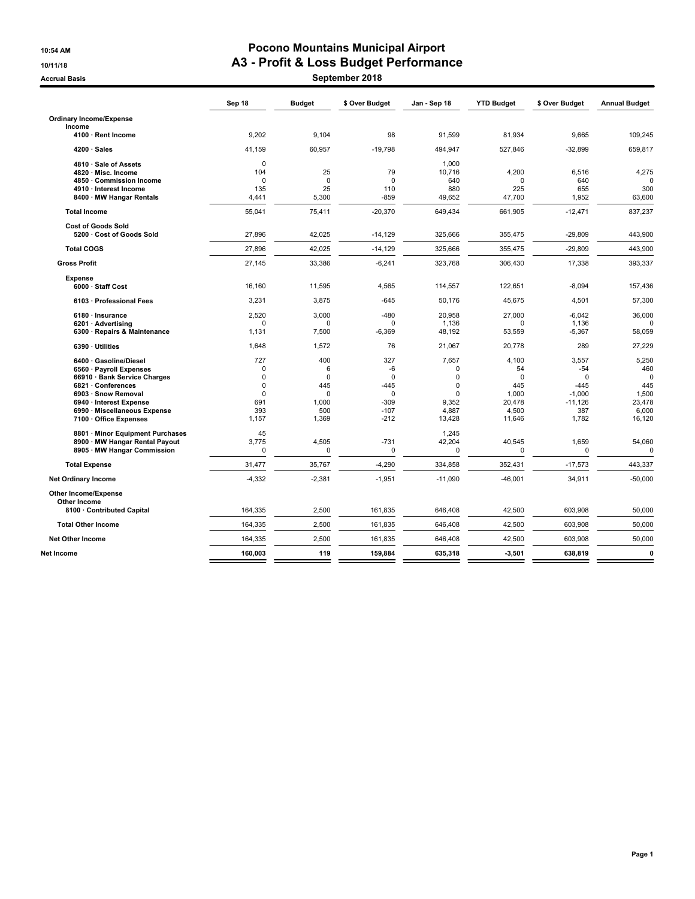# Pocono Mountains Municipal Airport

## A3 - Profit & Loss Budget Performance

### September 2018

Accrual Basis

| | Sep 18 | Budget | $ Over Budget | Jan - Sep 18 | YTD Budget | $ Over Budget | Annual Budget |
|---|---|---|---|---|---|---|---|
| **Ordinary Income/Expense** | | | | | | | |
| **Income** | | | | | | | |
| 4100 · Rent Income | 9,202 | 9,104 | 98 | 91,599 | 81,934 | 9,665 | 109,245 |
| 4200 · Sales | 41,159 | 60,957 | -19,798 | 494,947 | 527,846 | -32,899 | 659,817 |
| 4810 · Sale of Assets | 0 | | | 1,000 | | | |
| 4820 · Misc. Income | 104 | 25 | 79 | 10,716 | 4,200 | 6,516 | 4,275 |
| 4850 · Commission Income | 0 | 0 | 0 | 640 | 0 | 640 | 0 |
| 4910 · Interest Income | 135 | 25 | 110 | 880 | 225 | 655 | 300 |
| 8400 · MW Hangar Rentals | 4,441 | 5,300 | -859 | 49,652 | 47,700 | 1,952 | 63,600 |
| **Total Income** | 55,041 | 75,411 | -20,370 | 649,434 | 661,905 | -12,471 | 837,237 |
| **Cost of Goods Sold** | | | | | | | |
| 5200 · Cost of Goods Sold | 27,896 | 42,025 | -14,129 | 325,666 | 355,475 | -29,809 | 443,900 |
| **Total COGS** | 27,896 | 42,025 | -14,129 | 325,666 | 355,475 | -29,809 | 443,900 |
| **Gross Profit** | 27,145 | 33,386 | -6,241 | 323,768 | 306,430 | 17,338 | 393,337 |
| **Expense** | | | | | | | |
| 6000 · Staff Cost | 16,160 | 11,595 | 4,565 | 114,557 | 122,651 | -8,094 | 157,436 |
| 6103 · Professional Fees | 3,231 | 3,875 | -645 | 50,176 | 45,675 | 4,501 | 57,300 |
| 6180 · Insurance | 2,520 | 3,000 | -480 | 20,958 | 27,000 | -6,042 | 36,000 |
| 6201 · Advertising | 0 | 0 | 0 | 1,136 | 0 | 1,136 | 0 |
| 6300 · Repairs & Maintenance | 1,131 | 7,500 | -6,369 | 48,192 | 53,559 | -5,367 | 58,059 |
| 6390 · Utilities | 1,648 | 1,572 | 76 | 21,067 | 20,778 | 289 | 27,229 |
| 6400 · Gasoline/Diesel | 727 | 400 | 327 | 7,657 | 4,100 | 3,557 | 5,250 |
| 6560 · Payroll Expenses | 0 | 6 | -6 | 0 | 54 | -54 | 460 |
| 66910 · Bank Service Charges | 0 | 0 | 0 | 0 | 0 | 0 | 0 |
| 6821 · Conferences | 0 | 445 | -445 | 0 | 445 | -445 | 445 |
| 6903 · Snow Removal | 0 | 0 | 0 | 0 | 1,000 | -1,000 | 1,500 |
| 6940 · Interest Expense | 691 | 1,000 | -309 | 9,352 | 20,478 | -11,126 | 23,478 |
| 6990 · Miscellaneous Expense | 393 | 500 | -107 | 4,887 | 4,500 | 387 | 6,000 |
| 7100 · Office Expenses | 1,157 | 1,369 | -212 | 13,428 | 11,646 | 1,782 | 16,120 |
| 8801 · Minor Equipment Purchases | 45 | | | 1,245 | | | |
| 8900 · MW Hangar Rental Payout | 3,775 | 4,505 | -731 | 42,204 | 40,545 | 1,659 | 54,060 |
| 8905 · MW Hangar Commission | 0 | 0 | 0 | 0 | 0 | 0 | 0 |
| **Total Expense** | 31,477 | 35,767 | -4,290 | 334,858 | 352,431 | -17,573 | 443,337 |
| **Net Ordinary Income** | -4,332 | -2,381 | -1,951 | -11,090 | -46,001 | 34,911 | -50,000 |
| **Other Income/Expense** | | | | | | | |
| **Other Income** | | | | | | | |
| 8100 · Contributed Capital | 164,335 | 2,500 | 161,835 | 646,408 | 42,500 | 603,908 | 50,000 |
| **Total Other Income** | 164,335 | 2,500 | 161,835 | 646,408 | 42,500 | 603,908 | 50,000 |
| **Net Other Income** | 164,335 | 2,500 | 161,835 | 646,408 | 42,500 | 603,908 | 50,000 |
| **Net Income** | **160,003** | **119** | **159,884** | **635,318** | **-3,501** | **638,819** | **0** |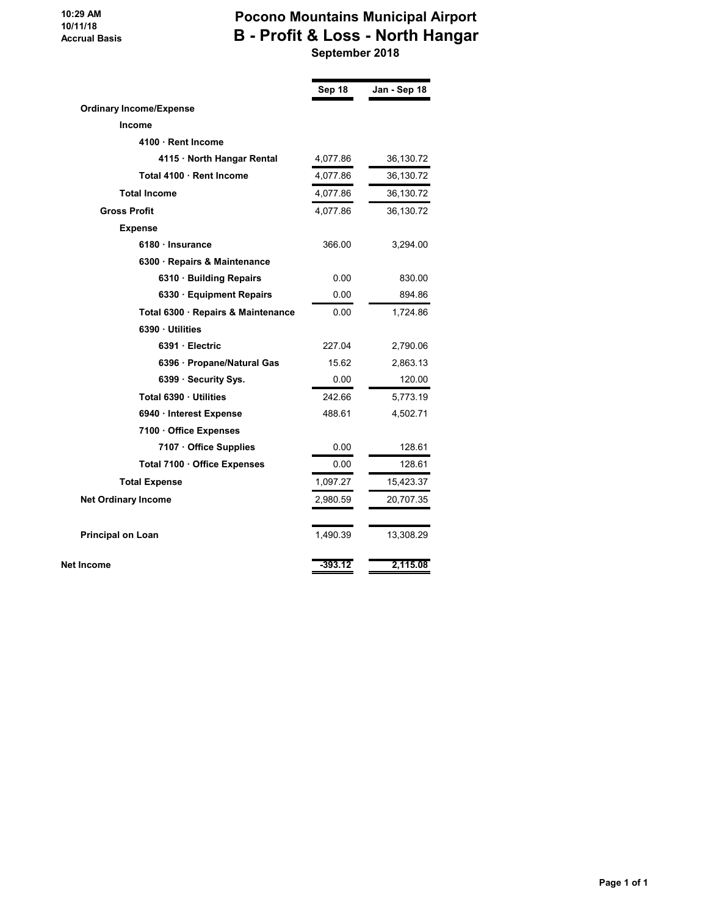10:29 AM
10/11/18
Accrual Basis

# Pocono Mountains Municipal Airport
## B - Profit & Loss - North Hangar
### September 2018

| | Sep 18 | Jan - Sep 18 |
|---|---|---|
| **Ordinary Income/Expense** | | |
| **Income** | | |
| **4100 · Rent Income** | | |
| **4115 · North Hangar Rental** | 4,077.86 | 36,130.72 |
| **Total 4100 · Rent Income** | 4,077.86 | 36,130.72 |
| **Total Income** | 4,077.86 | 36,130.72 |
| **Gross Profit** | 4,077.86 | 36,130.72 |
| **Expense** | | |
| **6180 · Insurance** | 366.00 | 3,294.00 |
| **6300 · Repairs & Maintenance** | | |
| **6310 · Building Repairs** | 0.00 | 830.00 |
| **6330 · Equipment Repairs** | 0.00 | 894.86 |
| **Total 6300 · Repairs & Maintenance** | 0.00 | 1,724.86 |
| **6390 · Utilities** | | |
| **6391 · Electric** | 227.04 | 2,790.06 |
| **6396 · Propane/Natural Gas** | 15.62 | 2,863.13 |
| **6399 · Security Sys.** | 0.00 | 120.00 |
| **Total 6390 · Utilities** | 242.66 | 5,773.19 |
| **6940 · Interest Expense** | 488.61 | 4,502.71 |
| **7100 · Office Expenses** | | |
| **7107 · Office Supplies** | 0.00 | 128.61 |
| **Total 7100 · Office Expenses** | 0.00 | 128.61 |
| **Total Expense** | 1,097.27 | 15,423.37 |
| **Net Ordinary Income** | 2,980.59 | 20,707.35 |
| **Principal on Loan** | 1,490.39 | 13,308.29 |
| **Net Income** | -393.12 | 2,115.08 |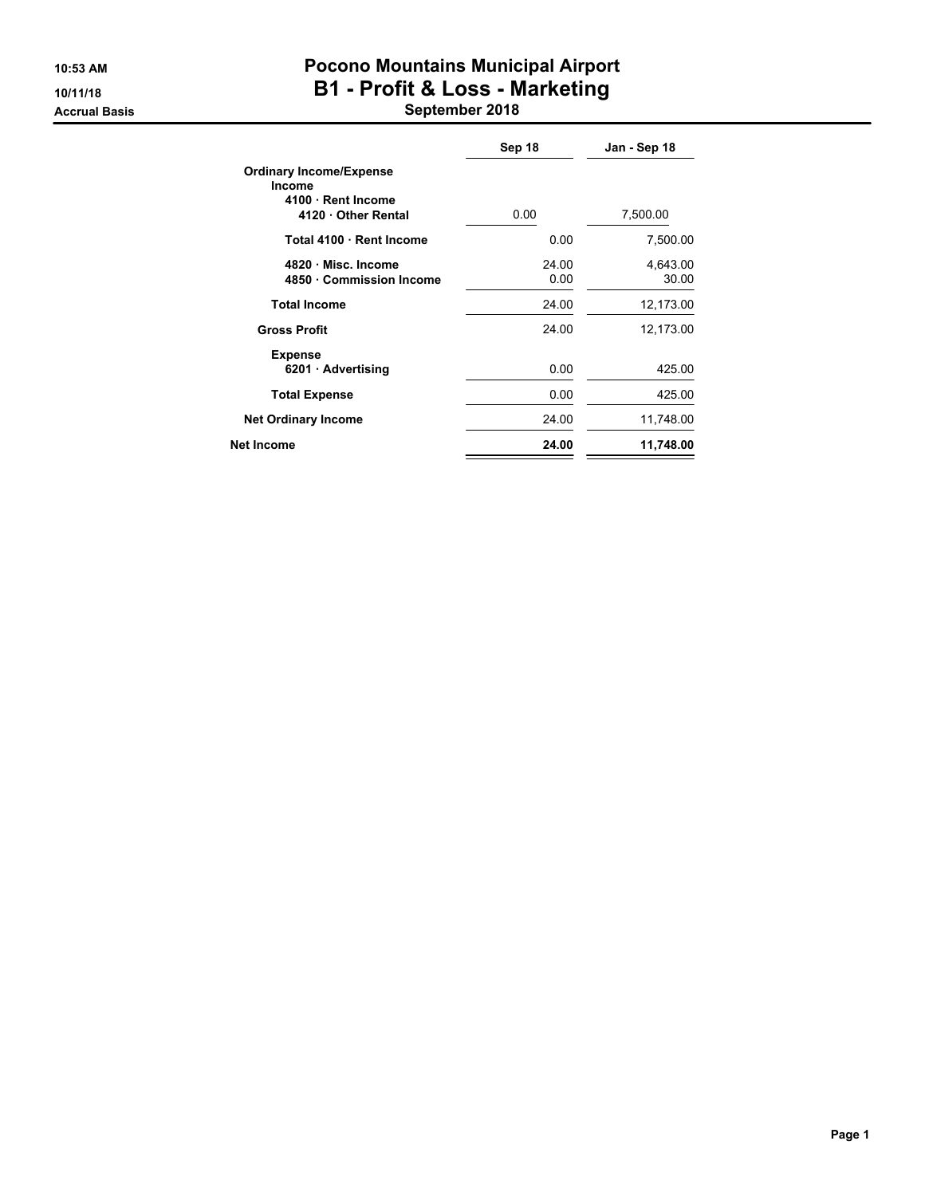**10:53 AM**
**10/11/18**
**Accrual Basis**

# Pocono Mountains Municipal Airport
## B1 - Profit & Loss - Marketing
### September 2018

| | Sep 18 | Jan - Sep 18 |
|---|---|---|
| **Ordinary Income/Expense** | | |
| **Income** | | |
| **4100 · Rent Income** | | |
| **4120 · Other Rental** | 0.00 | 7,500.00 |
| **Total 4100 · Rent Income** | 0.00 | 7,500.00 |
| **4820 · Misc. Income** | 24.00 | 4,643.00 |
| **4850 · Commission Income** | 0.00 | 30.00 |
| **Total Income** | 24.00 | 12,173.00 |
| **Gross Profit** | 24.00 | 12,173.00 |
| **Expense** | | |
| **6201 · Advertising** | 0.00 | 425.00 |
| **Total Expense** | 0.00 | 425.00 |
| **Net Ordinary Income** | 24.00 | 11,748.00 |
| **Net Income** | **24.00** | **11,748.00** |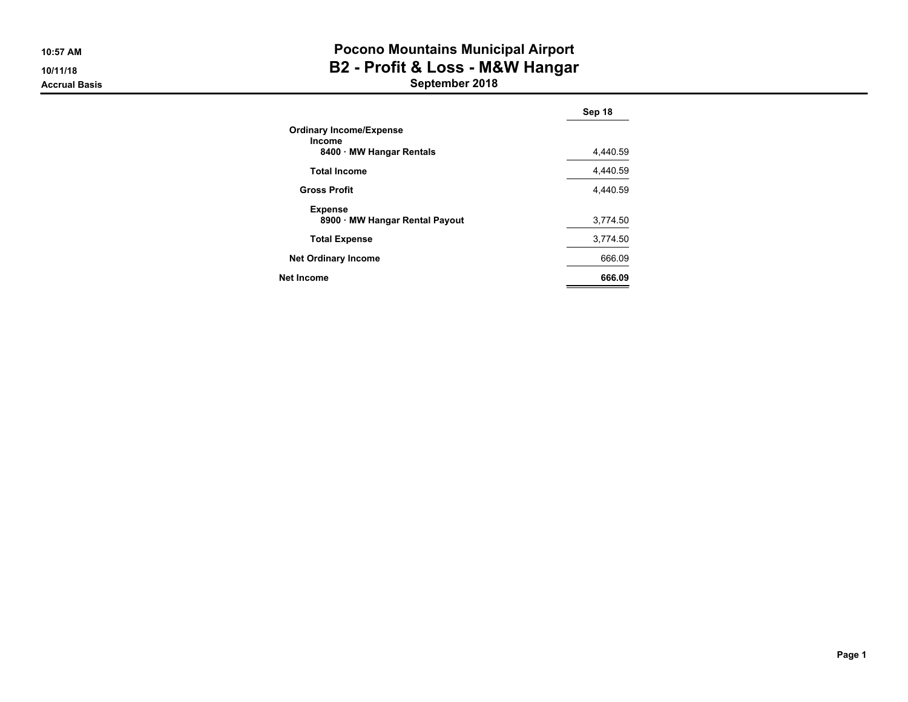# Pocono Mountains Municipal Airport
## B2 - Profit & Loss - M&W Hangar
### September 2018

10:57 AM
10/11/18
**Accrual Basis**

| | Sep 18 |
|---|---|
| **Ordinary Income/Expense** | |
| **Income** | |
| **8400 · MW Hangar Rentals** | 4,440.59 |
| **Total Income** | 4,440.59 |
| **Gross Profit** | 4,440.59 |
| **Expense** | |
| **8900 · MW Hangar Rental Payout** | 3,774.50 |
| **Total Expense** | 3,774.50 |
| **Net Ordinary Income** | 666.09 |
| **Net Income** | **666.09** |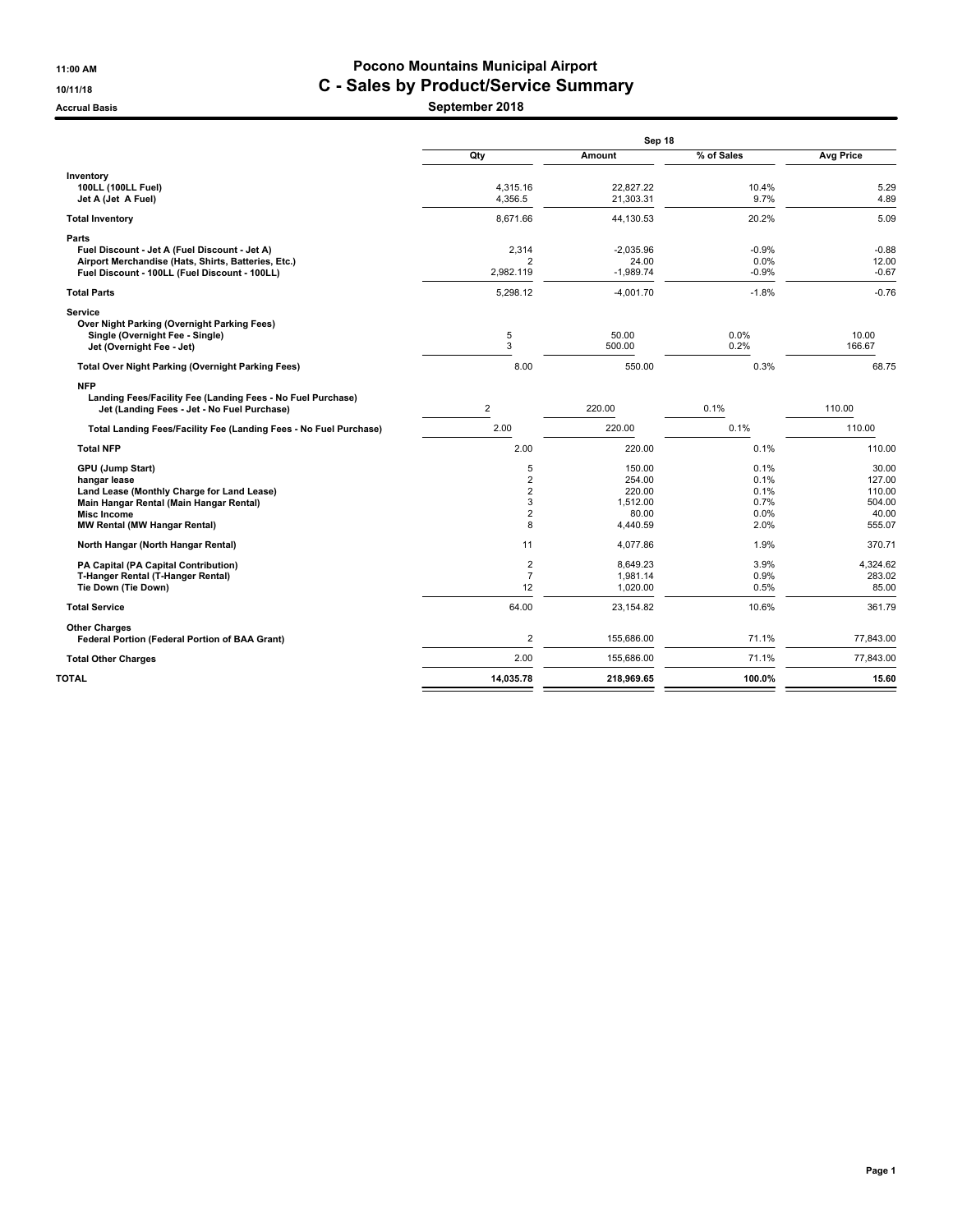# Pocono Mountains Municipal Airport

## C - Sales by Product/Service Summary

### September 2018

11:00 AM
10/11/18
Accrual Basis

| | Sep 18 | | | |
|---|---|---|---|---|
| | Qty | Amount | % of Sales | Avg Price |
| **Inventory** | | | | |
| 100LL (100LL Fuel) | 4,315.16 | 22,827.22 | 10.4% | 5.29 |
| Jet A (Jet A Fuel) | 4,356.5 | 21,303.31 | 9.7% | 4.89 |
| **Total Inventory** | 8,671.66 | 44,130.53 | 20.2% | 5.09 |
| **Parts** | | | | |
| Fuel Discount - Jet A (Fuel Discount - Jet A) | 2,314 | -2,035.96 | -0.9% | -0.88 |
| Airport Merchandise (Hats, Shirts, Batteries, Etc.) | 2 | 24.00 | 0.0% | 12.00 |
| Fuel Discount - 100LL (Fuel Discount - 100LL) | 2,982.119 | -1,989.74 | -0.9% | -0.67 |
| **Total Parts** | 5,298.12 | -4,001.70 | -1.8% | -0.76 |
| **Service** | | | | |
| Over Night Parking (Overnight Parking Fees) | | | | |
| Single (Overnight Fee - Single) | 5 | 50.00 | 0.0% | 10.00 |
| Jet (Overnight Fee - Jet) | 3 | 500.00 | 0.2% | 166.67 |
| **Total Over Night Parking (Overnight Parking Fees)** | 8.00 | 550.00 | 0.3% | 68.75 |
| NFP | | | | |
| Landing Fees/Facility Fee (Landing Fees - No Fuel Purchase) | | | | |
| Jet (Landing Fees - Jet - No Fuel Purchase) | 2 | 220.00 | 0.1% | 110.00 |
| **Total Landing Fees/Facility Fee (Landing Fees - No Fuel Purchase)** | 2.00 | 220.00 | 0.1% | 110.00 |
| **Total NFP** | 2.00 | 220.00 | 0.1% | 110.00 |
| GPU (Jump Start) | 5 | 150.00 | 0.1% | 30.00 |
| hangar lease | 2 | 254.00 | 0.1% | 127.00 |
| Land Lease (Monthly Charge for Land Lease) | 2 | 220.00 | 0.1% | 110.00 |
| Main Hangar Rental (Main Hangar Rental) | 3 | 1,512.00 | 0.7% | 504.00 |
| Misc Income | 2 | 80.00 | 0.0% | 40.00 |
| MW Rental (MW Hangar Rental) | 8 | 4,440.59 | 2.0% | 555.07 |
| North Hangar (North Hangar Rental) | 11 | 4,077.86 | 1.9% | 370.71 |
| PA Capital (PA Capital Contribution) | 2 | 8,649.23 | 3.9% | 4,324.62 |
| T-Hanger Rental (T-Hanger Rental) | 7 | 1,981.14 | 0.9% | 283.02 |
| Tie Down (Tie Down) | 12 | 1,020.00 | 0.5% | 85.00 |
| **Total Service** | 64.00 | 23,154.82 | 10.6% | 361.79 |
| **Other Charges** | | | | |
| Federal Portion (Federal Portion of BAA Grant) | 2 | 155,686.00 | 71.1% | 77,843.00 |
| **Total Other Charges** | 2.00 | 155,686.00 | 71.1% | 77,843.00 |
| **TOTAL** | **14,035.78** | **218,969.65** | **100.0%** | **15.60** |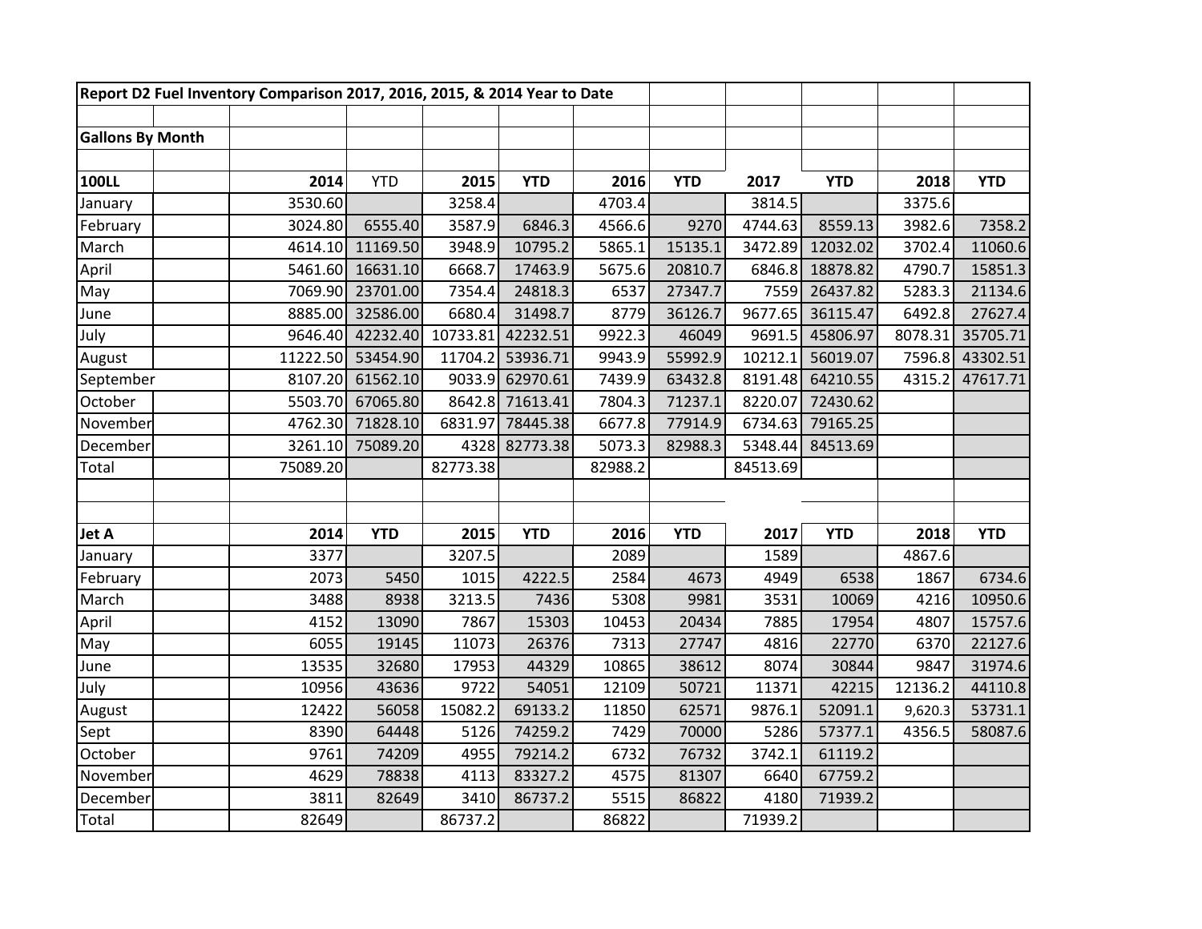**Report D2 Fuel Inventory Comparison 2017, 2016, 2015, & 2014 Year to Date**

**Gallons By Month**

| **100LL** | **2014** | YTD | **2015** | **YTD** | **2016** | **YTD** | **2017** | **YTD** | **2018** | **YTD** |
|---|---|---|---|---|---|---|---|---|---|---|
| January | 3530.60 | | 3258.4 | | 4703.4 | | 3814.5 | | 3375.6 | |
| February | 3024.80 | 6555.40 | 3587.9 | 6846.3 | 4566.6 | 9270 | 4744.63 | 8559.13 | 3982.6 | 7358.2 |
| March | 4614.10 | 11169.50 | 3948.9 | 10795.2 | 5865.1 | 15135.1 | 3472.89 | 12032.02 | 3702.4 | 11060.6 |
| April | 5461.60 | 16631.10 | 6668.7 | 17463.9 | 5675.6 | 20810.7 | 6846.8 | 18878.82 | 4790.7 | 15851.3 |
| May | 7069.90 | 23701.00 | 7354.4 | 24818.3 | 6537 | 27347.7 | 7559 | 26437.82 | 5283.3 | 21134.6 |
| June | 8885.00 | 32586.00 | 6680.4 | 31498.7 | 8779 | 36126.7 | 9677.65 | 36115.47 | 6492.8 | 27627.4 |
| July | 9646.40 | 42232.40 | 10733.81 | 42232.51 | 9922.3 | 46049 | 9691.5 | 45806.97 | 8078.31 | 35705.71 |
| August | 11222.50 | 53454.90 | 11704.2 | 53936.71 | 9943.9 | 55992.9 | 10212.1 | 56019.07 | 7596.8 | 43302.51 |
| September | 8107.20 | 61562.10 | 9033.9 | 62970.61 | 7439.9 | 63432.8 | 8191.48 | 64210.55 | 4315.2 | 47617.71 |
| October | 5503.70 | 67065.80 | 8642.8 | 71613.41 | 7804.3 | 71237.1 | 8220.07 | 72430.62 | | |
| November | 4762.30 | 71828.10 | 6831.97 | 78445.38 | 6677.8 | 77914.9 | 6734.63 | 79165.25 | | |
| December | 3261.10 | 75089.20 | 4328 | 82773.38 | 5073.3 | 82988.3 | 5348.44 | 84513.69 | | |
| Total | 75089.20 | | 82773.38 | | 82988.2 | | 84513.69 | | | |

| **Jet A** | **2014** | **YTD** | **2015** | **YTD** | **2016** | **YTD** | **2017** | **YTD** | **2018** | **YTD** |
|---|---|---|---|---|---|---|---|---|---|---|
| January | 3377 | | 3207.5 | | 2089 | | 1589 | | 4867.6 | |
| February | 2073 | 5450 | 1015 | 4222.5 | 2584 | 4673 | 4949 | 6538 | 1867 | 6734.6 |
| March | 3488 | 8938 | 3213.5 | 7436 | 5308 | 9981 | 3531 | 10069 | 4216 | 10950.6 |
| April | 4152 | 13090 | 7867 | 15303 | 10453 | 20434 | 7885 | 17954 | 4807 | 15757.6 |
| May | 6055 | 19145 | 11073 | 26376 | 7313 | 27747 | 4816 | 22770 | 6370 | 22127.6 |
| June | 13535 | 32680 | 17953 | 44329 | 10865 | 38612 | 8074 | 30844 | 9847 | 31974.6 |
| July | 10956 | 43636 | 9722 | 54051 | 12109 | 50721 | 11371 | 42215 | 12136.2 | 44110.8 |
| August | 12422 | 56058 | 15082.2 | 69133.2 | 11850 | 62571 | 9876.1 | 52091.1 | 9,620.3 | 53731.1 |
| Sept | 8390 | 64448 | 5126 | 74259.2 | 7429 | 70000 | 5286 | 57377.1 | 4356.5 | 58087.6 |
| October | 9761 | 74209 | 4955 | 79214.2 | 6732 | 76732 | 3742.1 | 61119.2 | | |
| November | 4629 | 78838 | 4113 | 83327.2 | 4575 | 81307 | 6640 | 67759.2 | | |
| December | 3811 | 82649 | 3410 | 86737.2 | 5515 | 86822 | 4180 | 71939.2 | | |
| Total | 82649 | | 86737.2 | | 86822 | | 71939.2 | | | |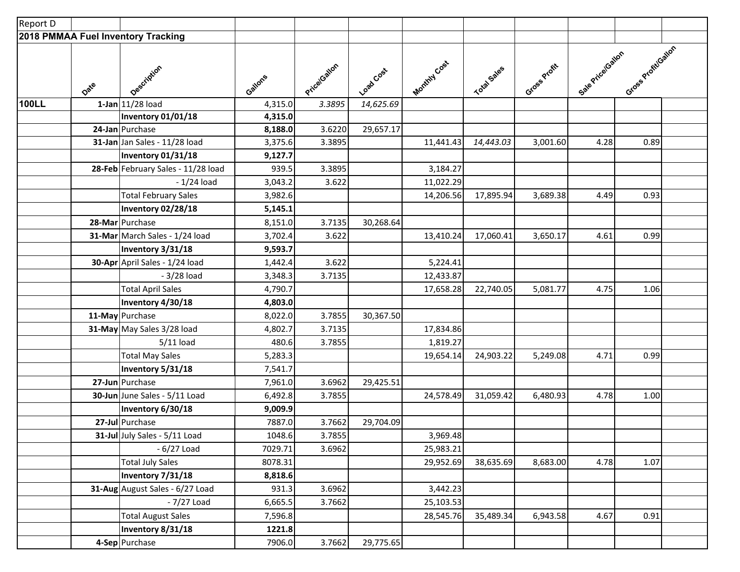Report D

**2018 PMMAA Fuel Inventory Tracking**

| | Date | Description | Gallons | Price/Gallon | Load Cost | Monthly Cost | Total Sales | Gross Profit | Sale Price/Gallon | Gross Profit/Gallon |
|---|---|---|---|---|---|---|---|---|---|---|
| **100LL** | **1-Jan** | 11/28 load | 4,315.0 | *3.3895* | *14,625.69* | | | | | |
| | | **Inventory 01/01/18** | **4,315.0** | | | | | | | |
| | **24-Jan** | Purchase | **8,188.0** | 3.6220 | 29,657.17 | | | | | |
| | **31-Jan** | Jan Sales - 11/28 load | 3,375.6 | 3.3895 | | 11,441.43 | *14,443.03* | 3,001.60 | 4.28 | 0.89 |
| | | **Inventory 01/31/18** | **9,127.7** | | | | | | | |
| | **28-Feb** | February Sales - 11/28 load | 939.5 | 3.3895 | | 3,184.27 | | | | |
| | | - 1/24 load | 3,043.2 | 3.622 | | 11,022.29 | | | | |
| | | Total February Sales | 3,982.6 | | | 14,206.56 | 17,895.94 | 3,689.38 | 4.49 | 0.93 |
| | | **Inventory 02/28/18** | **5,145.1** | | | | | | | |
| | **28-Mar** | Purchase | 8,151.0 | 3.7135 | 30,268.64 | | | | | |
| | **31-Mar** | March Sales - 1/24 load | 3,702.4 | 3.622 | | 13,410.24 | 17,060.41 | 3,650.17 | 4.61 | 0.99 |
| | | **Inventory 3/31/18** | **9,593.7** | | | | | | | |
| | **30-Apr** | April Sales - 1/24 load | 1,442.4 | 3.622 | | 5,224.41 | | | | |
| | | - 3/28 load | 3,348.3 | 3.7135 | | 12,433.87 | | | | |
| | | Total April Sales | 4,790.7 | | | 17,658.28 | 22,740.05 | 5,081.77 | 4.75 | 1.06 |
| | | **Inventory 4/30/18** | **4,803.0** | | | | | | | |
| | **11-May** | Purchase | 8,022.0 | 3.7855 | 30,367.50 | | | | | |
| | **31-May** | May Sales 3/28 load | 4,802.7 | 3.7135 | | 17,834.86 | | | | |
| | | 5/11 load | 480.6 | 3.7855 | | 1,819.27 | | | | |
| | | Total May Sales | 5,283.3 | | | 19,654.14 | 24,903.22 | 5,249.08 | 4.71 | 0.99 |
| | | **Inventory 5/31/18** | 7,541.7 | | | | | | | |
| | **27-Jun** | Purchase | 7,961.0 | 3.6962 | 29,425.51 | | | | | |
| | **30-Jun** | June Sales - 5/11 Load | 6,492.8 | 3.7855 | | 24,578.49 | 31,059.42 | 6,480.93 | 4.78 | 1.00 |
| | | **Inventory 6/30/18** | **9,009.9** | | | | | | | |
| | **27-Jul** | Purchase | 7887.0 | 3.7662 | 29,704.09 | | | | | |
| | **31-Jul** | July Sales - 5/11 Load | 1048.6 | 3.7855 | | 3,969.48 | | | | |
| | | - 6/27 Load | 7029.71 | 3.6962 | | 25,983.21 | | | | |
| | | Total July Sales | 8078.31 | | | 29,952.69 | 38,635.69 | 8,683.00 | 4.78 | 1.07 |
| | | **Inventory 7/31/18** | **8,818.6** | | | | | | | |
| | **31-Aug** | August Sales - 6/27 Load | 931.3 | 3.6962 | | 3,442.23 | | | | |
| | | - 7/27 Load | 6,665.5 | 3.7662 | | 25,103.53 | | | | |
| | | Total August Sales | 7,596.8 | | | 28,545.76 | 35,489.34 | 6,943.58 | 4.67 | 0.91 |
| | | **Inventory 8/31/18** | **1221.8** | | | | | | | |
| | **4-Sep** | Purchase | 7906.0 | 3.7662 | 29,775.65 | | | | | |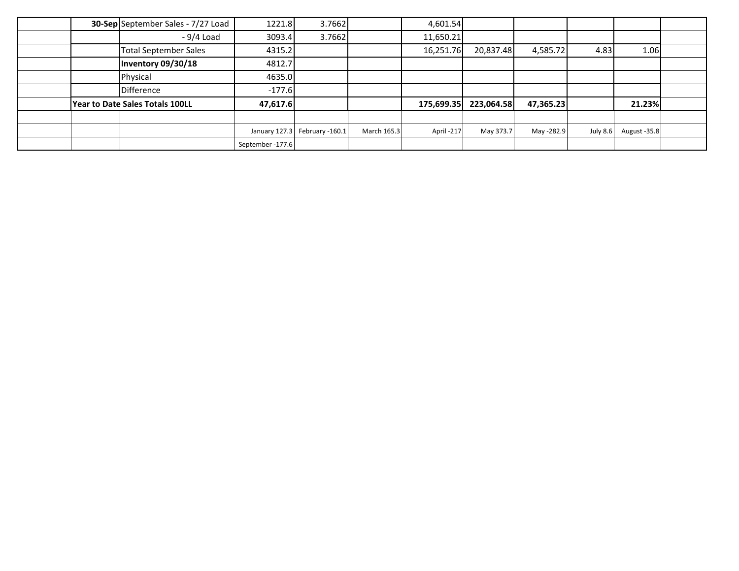| | | | | | | | | | | |
|---|---|---|---|---|---|---|---|---|---|---|
| | **30-Sep** | September Sales - 7/27 Load | 1221.8 | 3.7662 | | 4,601.54 | | | | | |
| | | - 9/4 Load | 3093.4 | 3.7662 | | 11,650.21 | | | | | |
| | | Total September Sales | 4315.2 | | | 16,251.76 | 20,837.48 | 4,585.72 | 4.83 | 1.06 | |
| | | **Inventory 09/30/18** | 4812.7 | | | | | | | | |
| | | Physical | 4635.0 | | | | | | | | |
| | | Difference | -177.6 | | | | | | | | |
| | **Year to Date Sales Totals 100LL** | | **47,617.6** | | | **175,699.35** | **223,064.58** | **47,365.23** | | **21.23%** | |
| | | | | | | | | | | | |
| | | | January 127.3 | February -160.1 | March 165.3 | April -217 | May 373.7 | May -282.9 | July 8.6 | August -35.8 | |
| | | | September -177.6 | | | | | | | | |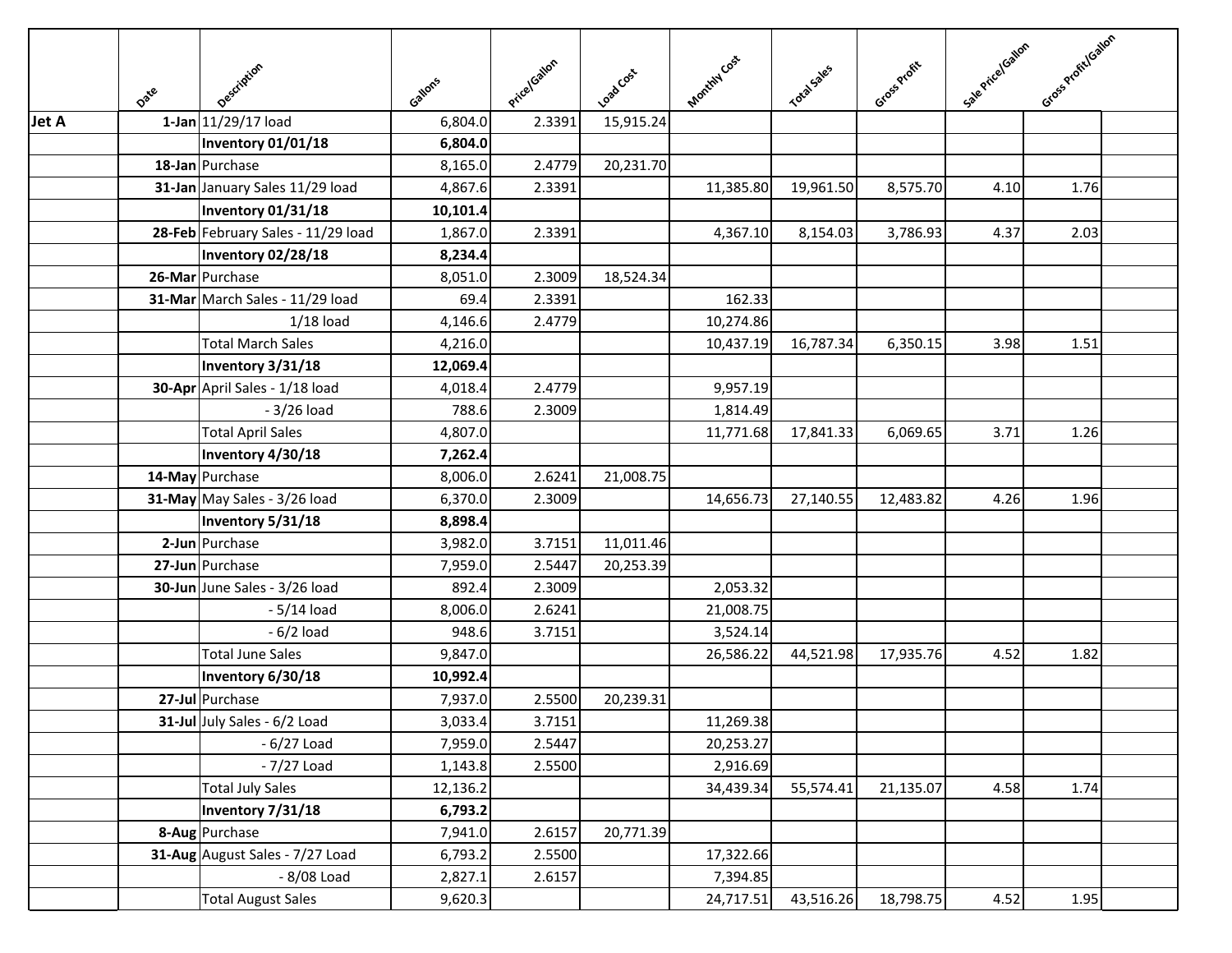| | Date | Description | Gallons | Price/Gallon | Load Cost | Monthly Cost | Total Sales | Gross Profit | Sale Price/Gallon | Gross Profit/Gallon | |
|---|---|---|---|---|---|---|---|---|---|---|---|
| **Jet A** | **1-Jan** | 11/29/17 load | 6,804.0 | 2.3391 | 15,915.24 | | | | | | |
| | | **Inventory 01/01/18** | **6,804.0** | | | | | | | | |
| | **18-Jan** | Purchase | 8,165.0 | 2.4779 | 20,231.70 | | | | | | |
| | **31-Jan** | January Sales 11/29 load | 4,867.6 | 2.3391 | | 11,385.80 | 19,961.50 | 8,575.70 | 4.10 | 1.76 | |
| | | **Inventory 01/31/18** | **10,101.4** | | | | | | | | |
| | **28-Feb** | February Sales - 11/29 load | 1,867.0 | 2.3391 | | 4,367.10 | 8,154.03 | 3,786.93 | 4.37 | 2.03 | |
| | | **Inventory 02/28/18** | **8,234.4** | | | | | | | | |
| | **26-Mar** | Purchase | 8,051.0 | 2.3009 | 18,524.34 | | | | | | |
| | **31-Mar** | March Sales - 11/29 load | 69.4 | 2.3391 | | 162.33 | | | | | |
| | | 1/18 load | 4,146.6 | 2.4779 | | 10,274.86 | | | | | |
| | | Total March Sales | 4,216.0 | | | 10,437.19 | 16,787.34 | 6,350.15 | 3.98 | 1.51 | |
| | | **Inventory 3/31/18** | **12,069.4** | | | | | | | | |
| | **30-Apr** | April Sales - 1/18 load | 4,018.4 | 2.4779 | | 9,957.19 | | | | | |
| | | - 3/26 load | 788.6 | 2.3009 | | 1,814.49 | | | | | |
| | | Total April Sales | 4,807.0 | | | 11,771.68 | 17,841.33 | 6,069.65 | 3.71 | 1.26 | |
| | | **Inventory 4/30/18** | **7,262.4** | | | | | | | | |
| | **14-May** | Purchase | 8,006.0 | 2.6241 | 21,008.75 | | | | | | |
| | **31-May** | May Sales - 3/26 load | 6,370.0 | 2.3009 | | 14,656.73 | 27,140.55 | 12,483.82 | 4.26 | 1.96 | |
| | | **Inventory 5/31/18** | **8,898.4** | | | | | | | | |
| | **2-Jun** | Purchase | 3,982.0 | 3.7151 | 11,011.46 | | | | | | |
| | **27-Jun** | Purchase | 7,959.0 | 2.5447 | 20,253.39 | | | | | | |
| | **30-Jun** | June Sales - 3/26 load | 892.4 | 2.3009 | | 2,053.32 | | | | | |
| | | - 5/14 load | 8,006.0 | 2.6241 | | 21,008.75 | | | | | |
| | | - 6/2 load | 948.6 | 3.7151 | | 3,524.14 | | | | | |
| | | Total June Sales | 9,847.0 | | | 26,586.22 | 44,521.98 | 17,935.76 | 4.52 | 1.82 | |
| | | **Inventory 6/30/18** | **10,992.4** | | | | | | | | |
| | **27-Jul** | Purchase | 7,937.0 | 2.5500 | 20,239.31 | | | | | | |
| | **31-Jul** | July Sales - 6/2 Load | 3,033.4 | 3.7151 | | 11,269.38 | | | | | |
| | | - 6/27 Load | 7,959.0 | 2.5447 | | 20,253.27 | | | | | |
| | | - 7/27 Load | 1,143.8 | 2.5500 | | 2,916.69 | | | | | |
| | | Total July Sales | 12,136.2 | | | 34,439.34 | 55,574.41 | 21,135.07 | 4.58 | 1.74 | |
| | | **Inventory 7/31/18** | **6,793.2** | | | | | | | | |
| | **8-Aug** | Purchase | 7,941.0 | 2.6157 | 20,771.39 | | | | | | |
| | **31-Aug** | August Sales - 7/27 Load | 6,793.2 | 2.5500 | | 17,322.66 | | | | | |
| | | - 8/08 Load | 2,827.1 | 2.6157 | | 7,394.85 | | | | | |
| | | Total August Sales | 9,620.3 | | | 24,717.51 | 43,516.26 | 18,798.75 | 4.52 | 1.95 | |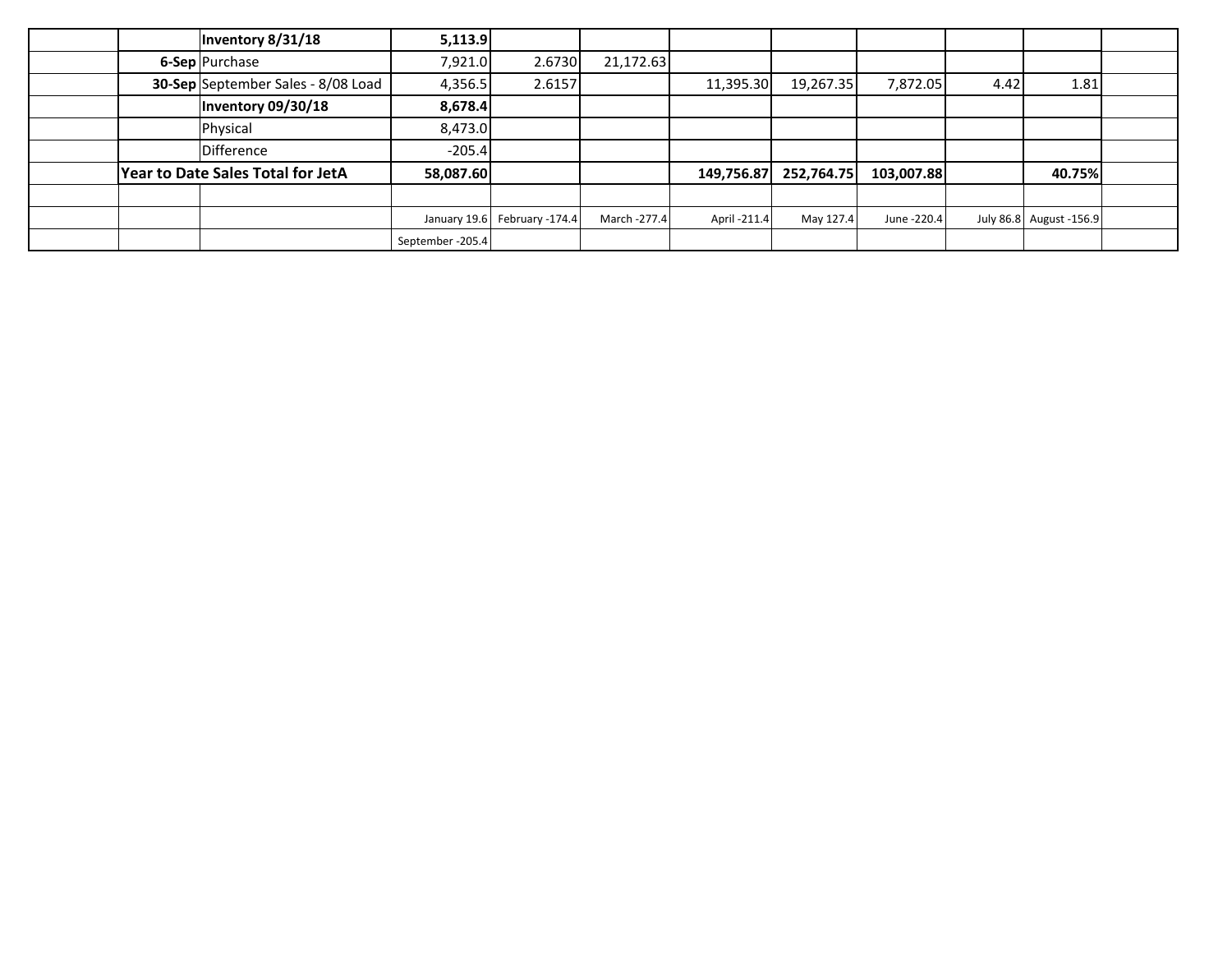| | | | | | | | | | | | |
|---|---|---|---|---|---|---|---|---|---|---|---|
| | | **Inventory 8/31/18** | **5,113.9** | | | | | | | | |
| | **6-Sep** | Purchase | 7,921.0 | 2.6730 | 21,172.63 | | | | | | |
| | **30-Sep** | September Sales - 8/08 Load | 4,356.5 | 2.6157 | | 11,395.30 | 19,267.35 | 7,872.05 | 4.42 | 1.81 | |
| | | **Inventory 09/30/18** | **8,678.4** | | | | | | | | |
| | | Physical | 8,473.0 | | | | | | | | |
| | | Difference | -205.4 | | | | | | | | |
| | **Year to Date Sales Total for JetA** | | **58,087.60** | | | **149,756.87** | **252,764.75** | **103,007.88** | | **40.75%** | |
| | | | | | | | | | | | |
| | | | January 19.6 | February -174.4 | March -277.4 | April -211.4 | May 127.4 | June -220.4 | July 86.8 | August -156.9 | |
| | | | September -205.4 | | | | | | | | |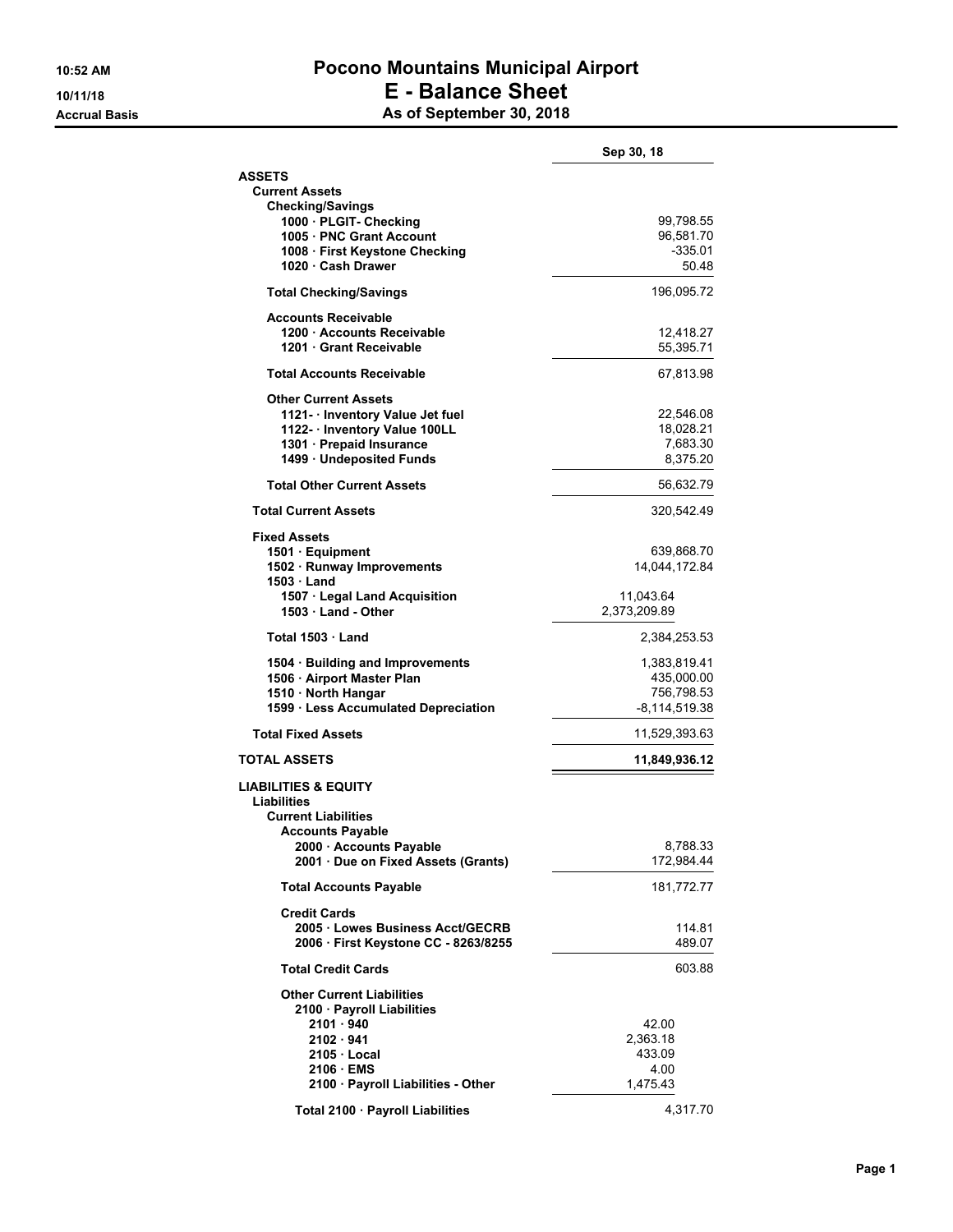# Pocono Mountains Municipal Airport
# E - Balance Sheet
## As of September 30, 2018

10:52 AM
10/11/18
Accrual Basis

| | | Sep 30, 18 |
|---|---|---|
| **ASSETS** | | |
| **Current Assets** | | |
| **Checking/Savings** | | |
| 1000 · PLGIT- Checking | | 99,798.55 |
| 1005 · PNC Grant Account | | 96,581.70 |
| 1008 · First Keystone Checking | | -335.01 |
| 1020 · Cash Drawer | | 50.48 |
| **Total Checking/Savings** | | 196,095.72 |
| **Accounts Receivable** | | |
| 1200 · Accounts Receivable | | 12,418.27 |
| 1201 · Grant Receivable | | 55,395.71 |
| **Total Accounts Receivable** | | 67,813.98 |
| **Other Current Assets** | | |
| 1121- · Inventory Value Jet fuel | | 22,546.08 |
| 1122- · Inventory Value 100LL | | 18,028.21 |
| 1301 · Prepaid Insurance | | 7,683.30 |
| 1499 · Undeposited Funds | | 8,375.20 |
| **Total Other Current Assets** | | 56,632.79 |
| **Total Current Assets** | | 320,542.49 |
| **Fixed Assets** | | |
| 1501 · Equipment | | 639,868.70 |
| 1502 · Runway Improvements | | 14,044,172.84 |
| 1503 · Land | | |
| 1507 · Legal Land Acquisition | 11,043.64 | |
| 1503 · Land - Other | 2,373,209.89 | |
| Total 1503 · Land | | 2,384,253.53 |
| 1504 · Building and Improvements | | 1,383,819.41 |
| 1506 · Airport Master Plan | | 435,000.00 |
| 1510 · North Hangar | | 756,798.53 |
| 1599 · Less Accumulated Depreciation | | -8,114,519.38 |
| **Total Fixed Assets** | | 11,529,393.63 |
| **TOTAL ASSETS** | | **11,849,936.12** |
| **LIABILITIES & EQUITY** | | |
| **Liabilities** | | |
| **Current Liabilities** | | |
| **Accounts Payable** | | |
| 2000 · Accounts Payable | | 8,788.33 |
| 2001 · Due on Fixed Assets (Grants) | | 172,984.44 |
| **Total Accounts Payable** | | 181,772.77 |
| **Credit Cards** | | |
| 2005 · Lowes Business Acct/GECRB | | 114.81 |
| 2006 · First Keystone CC - 8263/8255 | | 489.07 |
| **Total Credit Cards** | | 603.88 |
| **Other Current Liabilities** | | |
| 2100 · Payroll Liabilities | | |
| 2101 · 940 | 42.00 | |
| 2102 · 941 | 2,363.18 | |
| 2105 · Local | 433.09 | |
| 2106 · EMS | 4.00 | |
| 2100 · Payroll Liabilities - Other | 1,475.43 | |
| Total 2100 · Payroll Liabilities | | 4,317.70 |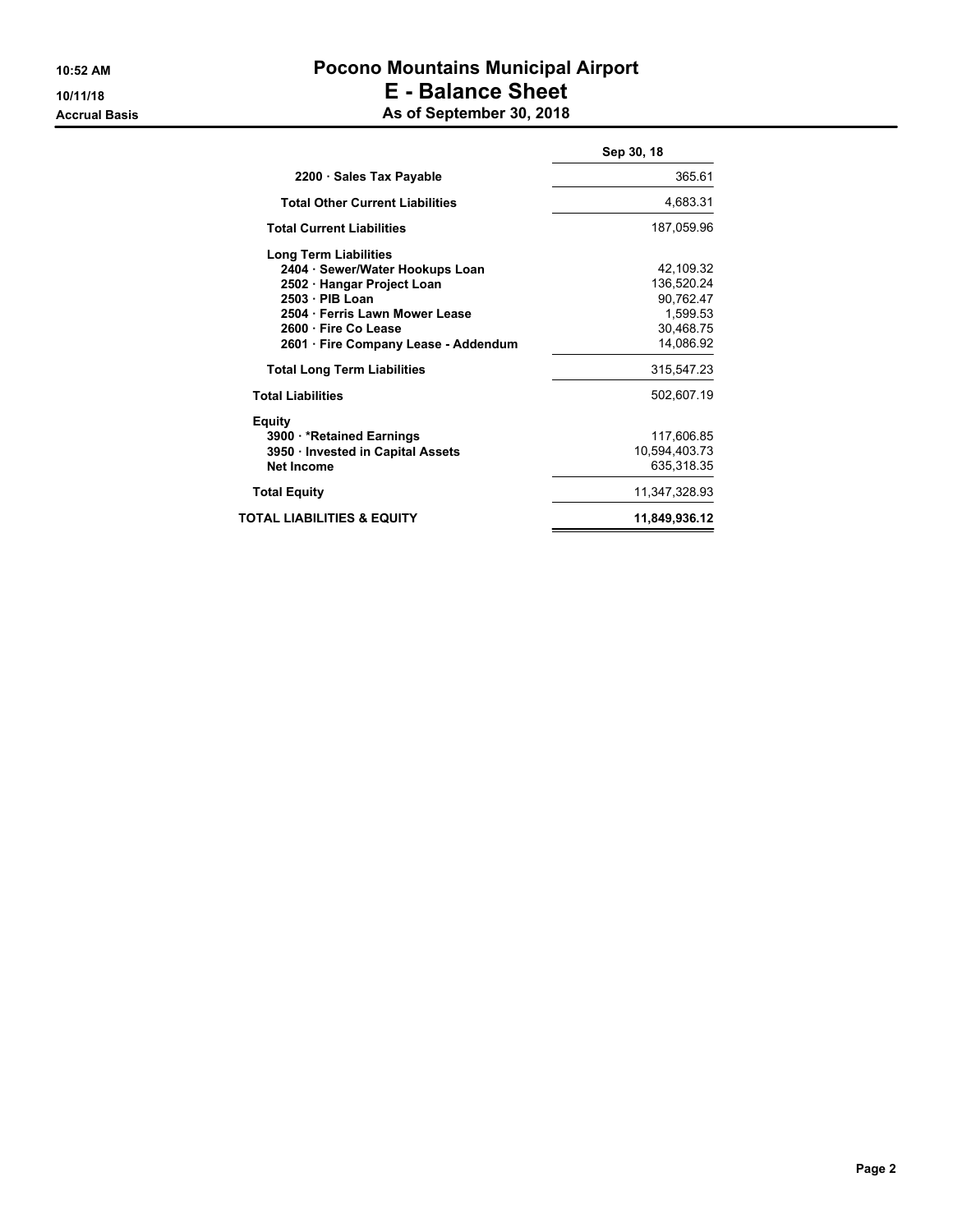# Pocono Mountains Municipal Airport
## E - Balance Sheet
### As of September 30, 2018

10:52 AM
10/11/18
Accrual Basis

| | Sep 30, 18 |
|---|---|
| 2200 · Sales Tax Payable | 365.61 |
| **Total Other Current Liabilities** | 4,683.31 |
| **Total Current Liabilities** | 187,059.96 |
| **Long Term Liabilities** | |
| 2404 · Sewer/Water Hookups Loan | 42,109.32 |
| 2502 · Hangar Project Loan | 136,520.24 |
| 2503 · PIB Loan | 90,762.47 |
| 2504 · Ferris Lawn Mower Lease | 1,599.53 |
| 2600 · Fire Co Lease | 30,468.75 |
| 2601 · Fire Company Lease - Addendum | 14,086.92 |
| **Total Long Term Liabilities** | 315,547.23 |
| **Total Liabilities** | 502,607.19 |
| **Equity** | |
| 3900 · *Retained Earnings | 117,606.85 |
| 3950 · Invested in Capital Assets | 10,594,403.73 |
| Net Income | 635,318.35 |
| **Total Equity** | 11,347,328.93 |
| **TOTAL LIABILITIES & EQUITY** | **11,849,936.12** |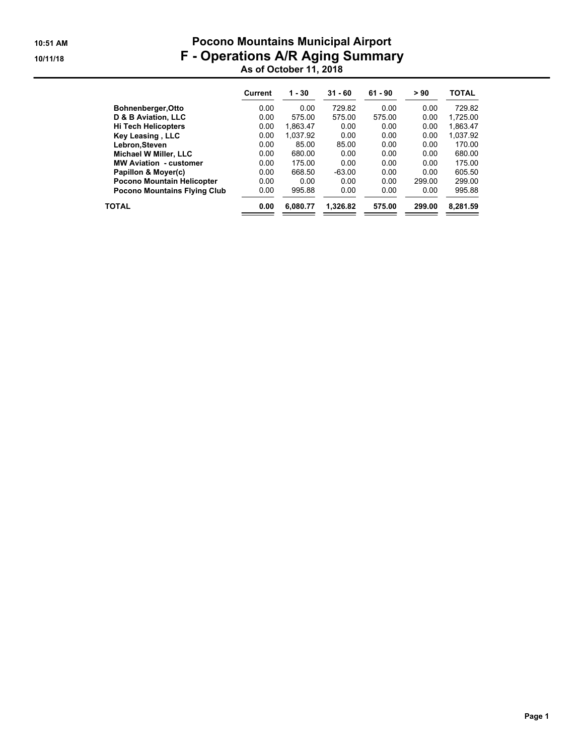# Pocono Mountains Municipal Airport

## F - Operations A/R Aging Summary

### As of October 11, 2018

10:51 AM
10/11/18

| | Current | 1 - 30 | 31 - 60 | 61 - 90 | > 90 | TOTAL |
|---|---|---|---|---|---|---|
| **Bohnenberger,Otto** | 0.00 | 0.00 | 729.82 | 0.00 | 0.00 | 729.82 |
| **D & B Aviation, LLC** | 0.00 | 575.00 | 575.00 | 575.00 | 0.00 | 1,725.00 |
| **Hi Tech Helicopters** | 0.00 | 1,863.47 | 0.00 | 0.00 | 0.00 | 1,863.47 |
| **Key Leasing , LLC** | 0.00 | 1,037.92 | 0.00 | 0.00 | 0.00 | 1,037.92 |
| **Lebron,Steven** | 0.00 | 85.00 | 85.00 | 0.00 | 0.00 | 170.00 |
| **Michael W Miller, LLC** | 0.00 | 680.00 | 0.00 | 0.00 | 0.00 | 680.00 |
| **MW Aviation - customer** | 0.00 | 175.00 | 0.00 | 0.00 | 0.00 | 175.00 |
| **Papillon & Moyer(c)** | 0.00 | 668.50 | -63.00 | 0.00 | 0.00 | 605.50 |
| **Pocono Mountain Helicopter** | 0.00 | 0.00 | 0.00 | 0.00 | 299.00 | 299.00 |
| **Pocono Mountains Flying Club** | 0.00 | 995.88 | 0.00 | 0.00 | 0.00 | 995.88 |
| **TOTAL** | **0.00** | **6,080.77** | **1,326.82** | **575.00** | **299.00** | **8,281.59** |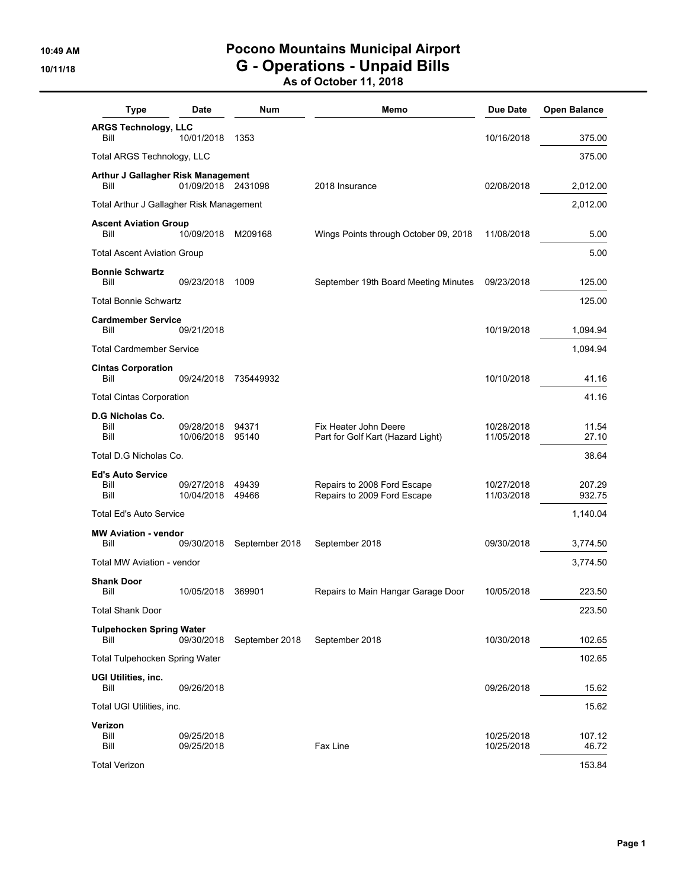# Pocono Mountains Municipal Airport

## G - Operations - Unpaid Bills

### As of October 11, 2018

10:49 AM
10/11/18

| Type | Date | Num | Memo | Due Date | Open Balance |
|---|---|---|---|---|---|
| **ARGS Technology, LLC** | | | | | |
| Bill | 10/01/2018 | 1353 | | 10/16/2018 | 375.00 |
| Total ARGS Technology, LLC | | | | | 375.00 |
| **Arthur J Gallagher Risk Management** | | | | | |
| Bill | 01/09/2018 | 2431098 | 2018 Insurance | 02/08/2018 | 2,012.00 |
| Total Arthur J Gallagher Risk Management | | | | | 2,012.00 |
| **Ascent Aviation Group** | | | | | |
| Bill | 10/09/2018 | M209168 | Wings Points through October 09, 2018 | 11/08/2018 | 5.00 |
| Total Ascent Aviation Group | | | | | 5.00 |
| **Bonnie Schwartz** | | | | | |
| Bill | 09/23/2018 | 1009 | September 19th Board Meeting Minutes | 09/23/2018 | 125.00 |
| Total Bonnie Schwartz | | | | | 125.00 |
| **Cardmember Service** | | | | | |
| Bill | 09/21/2018 | | | 10/19/2018 | 1,094.94 |
| Total Cardmember Service | | | | | 1,094.94 |
| **Cintas Corporation** | | | | | |
| Bill | 09/24/2018 | 735449932 | | 10/10/2018 | 41.16 |
| Total Cintas Corporation | | | | | 41.16 |
| **D.G Nicholas Co.** | | | | | |
| Bill | 09/28/2018 | 94371 | Fix Heater John Deere | 10/28/2018 | 11.54 |
| Bill | 10/06/2018 | 95140 | Part for Golf Kart (Hazard Light) | 11/05/2018 | 27.10 |
| Total D.G Nicholas Co. | | | | | 38.64 |
| **Ed's Auto Service** | | | | | |
| Bill | 09/27/2018 | 49439 | Repairs to 2008 Ford Escape | 10/27/2018 | 207.29 |
| Bill | 10/04/2018 | 49466 | Repairs to 2009 Ford Escape | 11/03/2018 | 932.75 |
| Total Ed's Auto Service | | | | | 1,140.04 |
| **MW Aviation - vendor** | | | | | |
| Bill | 09/30/2018 | September 2018 | September 2018 | 09/30/2018 | 3,774.50 |
| Total MW Aviation - vendor | | | | | 3,774.50 |
| **Shank Door** | | | | | |
| Bill | 10/05/2018 | 369901 | Repairs to Main Hangar Garage Door | 10/05/2018 | 223.50 |
| Total Shank Door | | | | | 223.50 |
| **Tulpehocken Spring Water** | | | | | |
| Bill | 09/30/2018 | September 2018 | September 2018 | 10/30/2018 | 102.65 |
| Total Tulpehocken Spring Water | | | | | 102.65 |
| **UGI Utilities, inc.** | | | | | |
| Bill | 09/26/2018 | | | 09/26/2018 | 15.62 |
| Total UGI Utilities, inc. | | | | | 15.62 |
| **Verizon** | | | | | |
| Bill | 09/25/2018 | | | 10/25/2018 | 107.12 |
| Bill | 09/25/2018 | | Fax Line | 10/25/2018 | 46.72 |
| Total Verizon | | | | | 153.84 |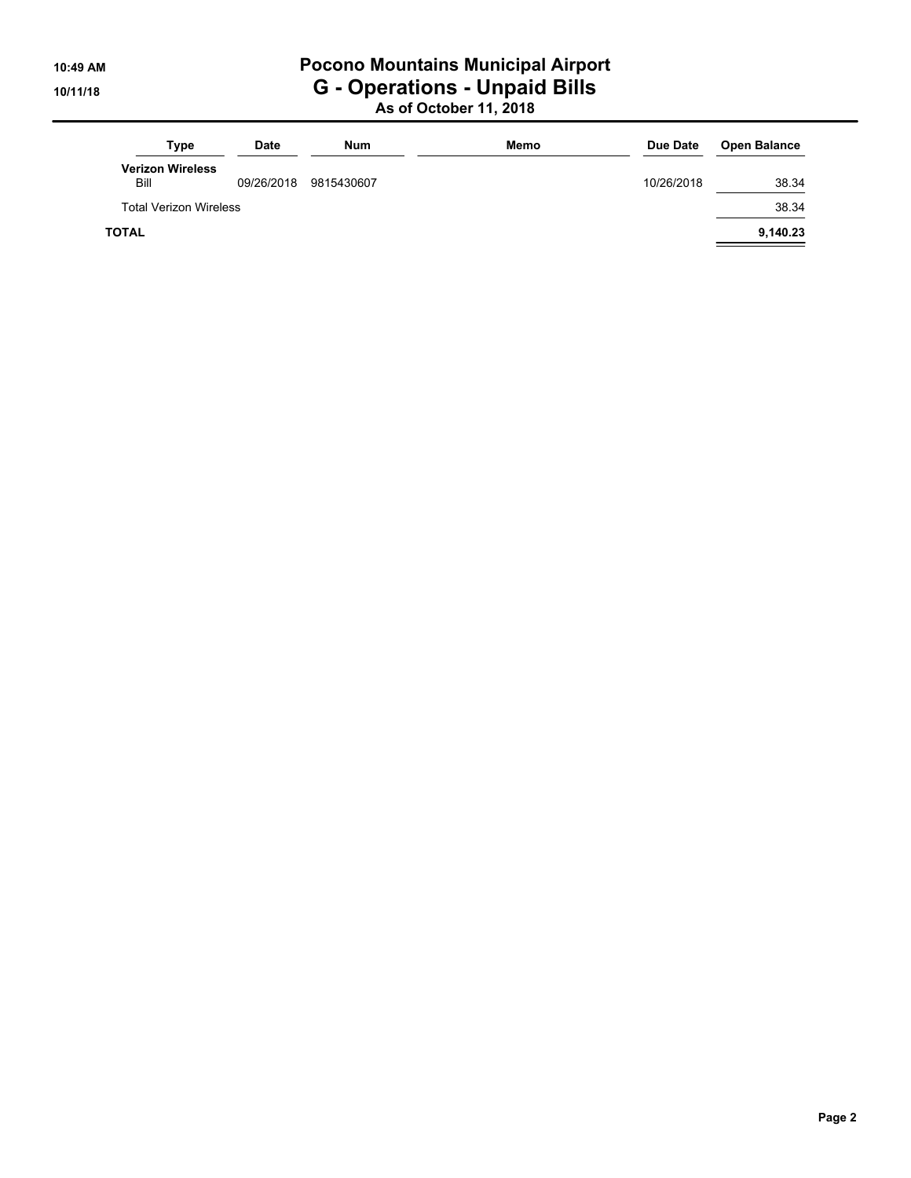# Pocono Mountains Municipal Airport
## G - Operations - Unpaid Bills
### As of October 11, 2018

| Type | Date | Num | Memo | Due Date | Open Balance |
|---|---|---|---|---|---|
| **Verizon Wireless** | | | | | |
| Bill | 09/26/2018 | 9815430607 | | 10/26/2018 | 38.34 |
| Total Verizon Wireless | | | | | 38.34 |
| **TOTAL** | | | | | **9,140.23** |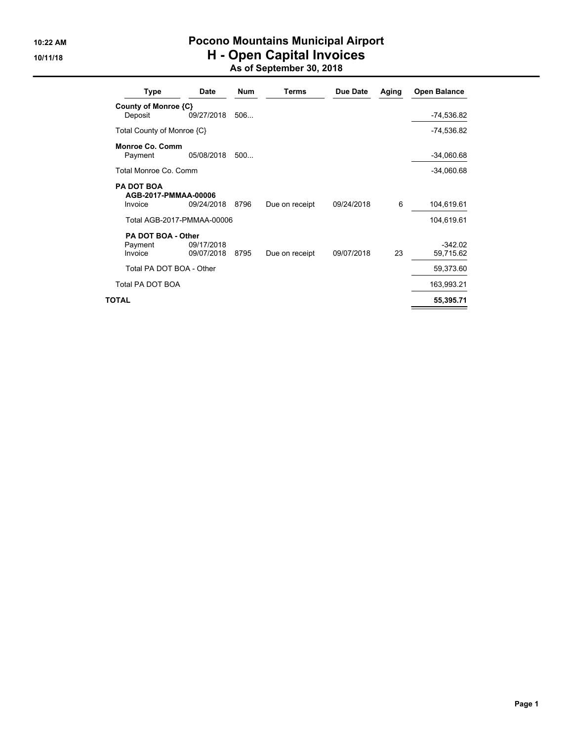# Pocono Mountains Municipal Airport
## H - Open Capital Invoices
### As of September 30, 2018

| Type | Date | Num | Terms | Due Date | Aging | Open Balance |
|---|---|---|---|---|---|---|
| **County of Monroe {C}** | | | | | | |
| Deposit | 09/27/2018 | 506... | | | | -74,536.82 |
| Total County of Monroe {C} | | | | | | -74,536.82 |
| **Monroe Co. Comm** | | | | | | |
| Payment | 05/08/2018 | 500... | | | | -34,060.68 |
| Total Monroe Co. Comm | | | | | | -34,060.68 |
| **PA DOT BOA** | | | | | | |
| **AGB-2017-PMMAA-00006** | | | | | | |
| Invoice | 09/24/2018 | 8796 | Due on receipt | 09/24/2018 | 6 | 104,619.61 |
| Total AGB-2017-PMMAA-00006 | | | | | | 104,619.61 |
| **PA DOT BOA - Other** | | | | | | |
| Payment | 09/17/2018 | | | | | -342.02 |
| Invoice | 09/07/2018 | 8795 | Due on receipt | 09/07/2018 | 23 | 59,715.62 |
| Total PA DOT BOA - Other | | | | | | 59,373.60 |
| Total PA DOT BOA | | | | | | 163,993.21 |
| **TOTAL** | | | | | | **55,395.71** |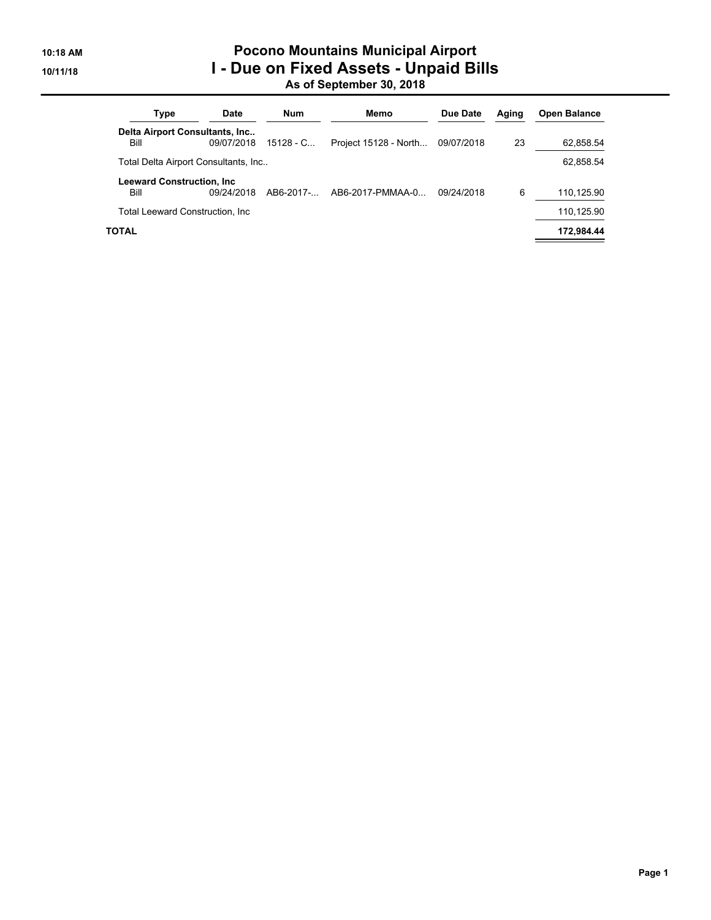# Pocono Mountains Municipal Airport

## I - Due on Fixed Assets - Unpaid Bills

### As of September 30, 2018

| Type | Date | Num | Memo | Due Date | Aging | Open Balance |
|---|---|---|---|---|---|---|
| **Delta Airport Consultants, Inc..** | | | | | | |
| Bill | 09/07/2018 | 15128 - C... | Project 15128 - North... | 09/07/2018 | 23 | 62,858.54 |
| Total Delta Airport Consultants, Inc.. | | | | | | 62,858.54 |
| **Leeward Construction, Inc** | | | | | | |
| Bill | 09/24/2018 | AB6-2017-... | AB6-2017-PMMAA-0... | 09/24/2018 | 6 | 110,125.90 |
| Total Leeward Construction, Inc | | | | | | 110,125.90 |
| **TOTAL** | | | | | | **172,984.44** |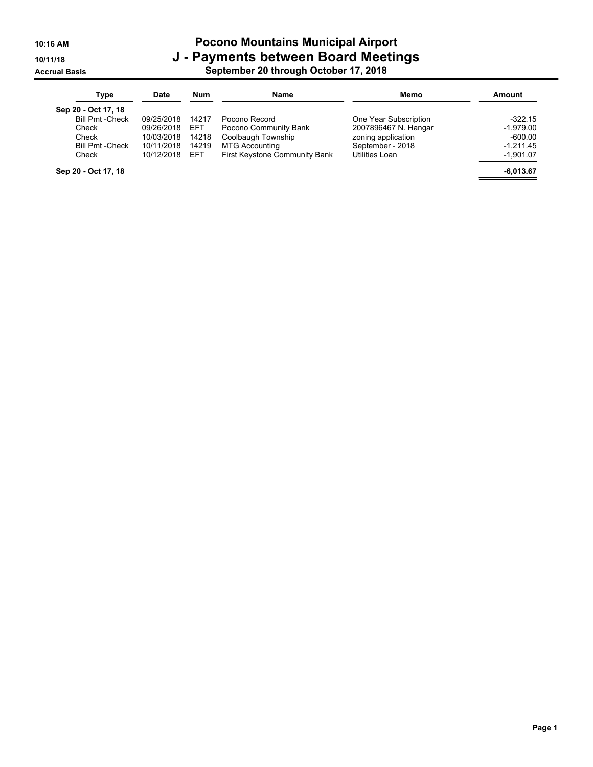10:16 AM
10/11/18
Accrual Basis

# Pocono Mountains Municipal Airport
## J - Payments between Board Meetings
### September 20 through October 17, 2018

| Type | Date | Num | Name | Memo | Amount |
|---|---|---|---|---|---|
| **Sep 20 - Oct 17, 18** | | | | | |
| Bill Pmt -Check | 09/25/2018 | 14217 | Pocono Record | One Year Subscription | -322.15 |
| Check | 09/26/2018 | EFT | Pocono Community Bank | 2007896467 N. Hangar | -1,979.00 |
| Check | 10/03/2018 | 14218 | Coolbaugh Township | zoning application | -600.00 |
| Bill Pmt -Check | 10/11/2018 | 14219 | MTG Accounting | September - 2018 | -1,211.45 |
| Check | 10/12/2018 | EFT | First Keystone Community Bank | Utilities Loan | -1,901.07 |
| **Sep 20 - Oct 17, 18** | | | | | **-6,013.67** |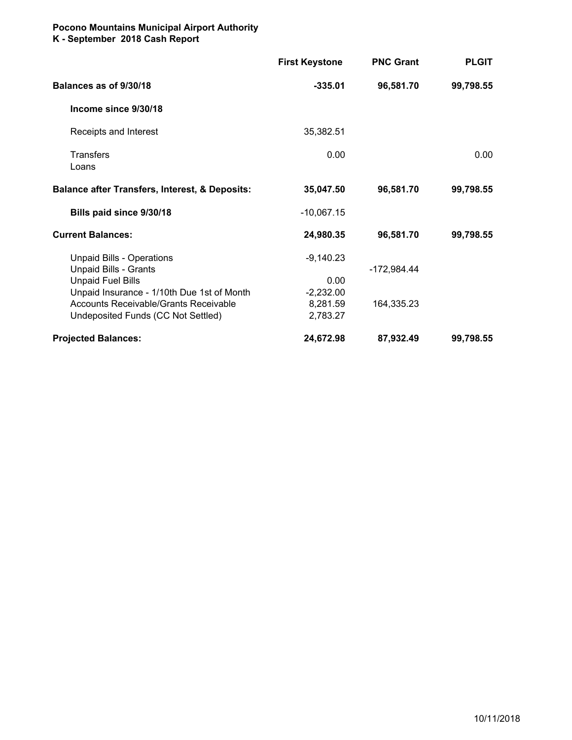**Pocono Mountains Municipal Airport Authority**
**K - September 2018 Cash Report**

| | First Keystone | PNC Grant | PLGIT |
|---|---|---|---|
| **Balances as of 9/30/18** | **-335.01** | **96,581.70** | **99,798.55** |
| **Income since 9/30/18** | | | |
| Receipts and Interest | 35,382.51 | | |
| Transfers | 0.00 | | 0.00 |
| Loans | | | |
| **Balance after Transfers, Interest, & Deposits:** | **35,047.50** | **96,581.70** | **99,798.55** |
| **Bills paid since 9/30/18** | -10,067.15 | | |
| **Current Balances:** | **24,980.35** | **96,581.70** | **99,798.55** |
| Unpaid Bills - Operations | -9,140.23 | | |
| Unpaid Bills - Grants | | -172,984.44 | |
| Unpaid Fuel Bills | 0.00 | | |
| Unpaid Insurance - 1/10th Due 1st of Month | -2,232.00 | | |
| Accounts Receivable/Grants Receivable | 8,281.59 | 164,335.23 | |
| Undeposited Funds (CC Not Settled) | 2,783.27 | | |
| **Projected Balances:** | **24,672.98** | **87,932.49** | **99,798.55** |

10/11/2018